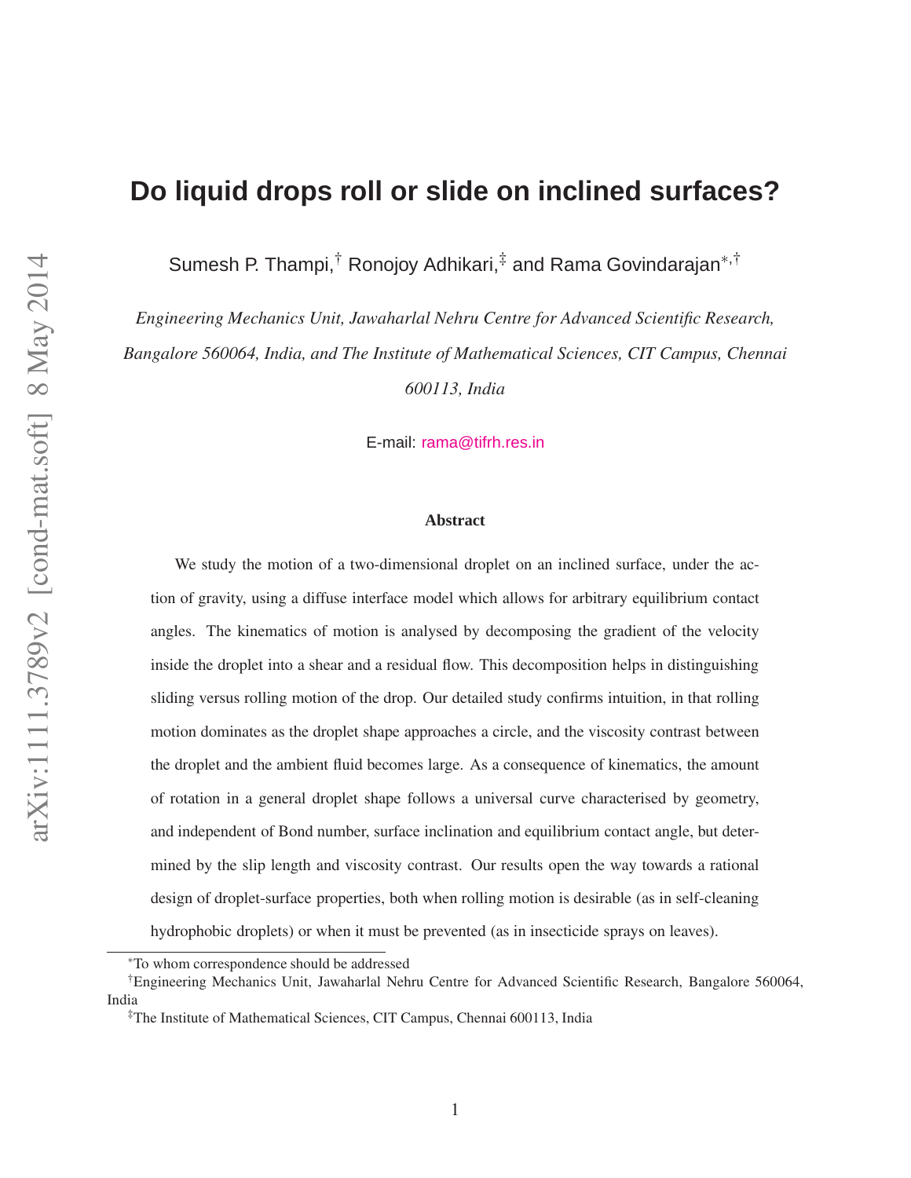# Do liquid drops roll or slide on inclined surfaces?

Sumesh P. Thampi,[†] Ronojoy Adhikari,[‡] and Rama Govindarajan[*,†]

*Engineering Mechanics Unit, Jawaharlal Nehru Centre for Advanced Scientific Research, Bangalore 560064, India, and The Institute of Mathematical Sciences, CIT Campus, Chennai 600113, India*

E-mail: rama@tifrh.res.in

### Abstract

We study the motion of a two-dimensional droplet on an inclined surface, under the action of gravity, using a diffuse interface model which allows for arbitrary equilibrium contact angles. The kinematics of motion is analysed by decomposing the gradient of the velocity inside the droplet into a shear and a residual flow. This decomposition helps in distinguishing sliding versus rolling motion of the drop. Our detailed study confirms intuition, in that rolling motion dominates as the droplet shape approaches a circle, and the viscosity contrast between the droplet and the ambient fluid becomes large. As a consequence of kinematics, the amount of rotation in a general droplet shape follows a universal curve characterised by geometry, and independent of Bond number, surface inclination and equilibrium contact angle, but determined by the slip length and viscosity contrast. Our results open the way towards a rational design of droplet-surface properties, both when rolling motion is desirable (as in self-cleaning hydrophobic droplets) or when it must be prevented (as in insecticide sprays on leaves).

---

[*] To whom correspondence should be addressed

[†] Engineering Mechanics Unit, Jawaharlal Nehru Centre for Advanced Scientific Research, Bangalore 560064, India

[‡] The Institute of Mathematical Sciences, CIT Campus, Chennai 600113, India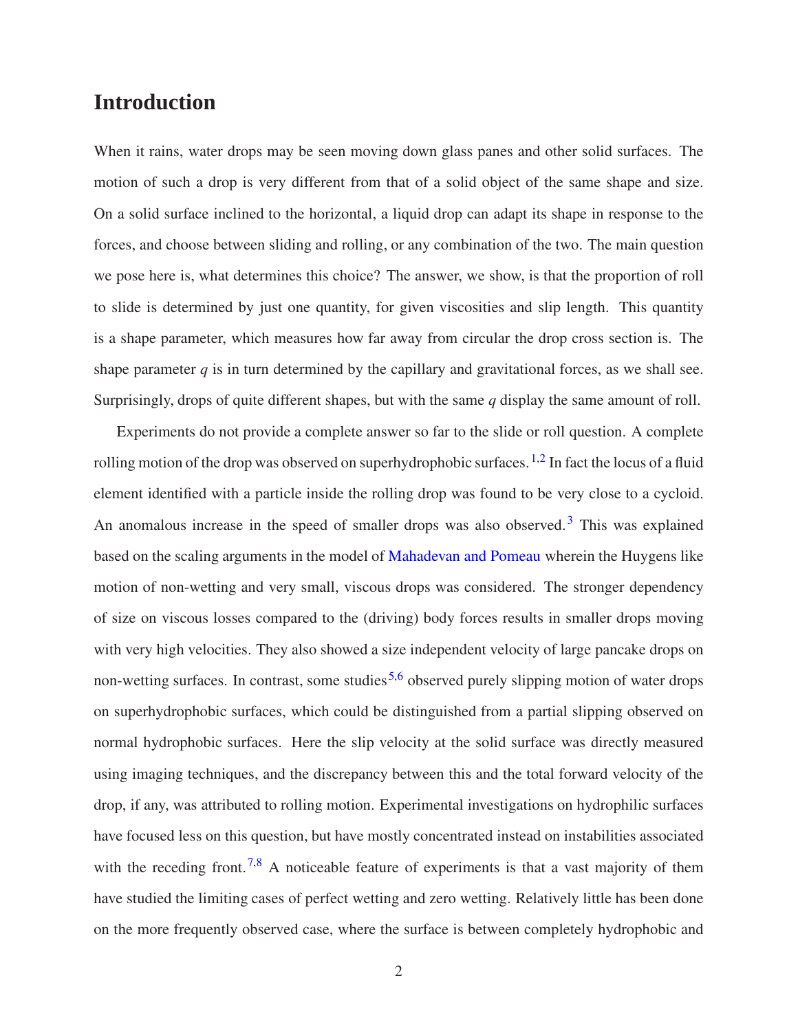# Introduction

When it rains, water drops may be seen moving down glass panes and other solid surfaces. The motion of such a drop is very different from that of a solid object of the same shape and size. On a solid surface inclined to the horizontal, a liquid drop can adapt its shape in response to the forces, and choose between sliding and rolling, or any combination of the two. The main question we pose here is, what determines this choice? The answer, we show, is that the proportion of roll to slide is determined by just one quantity, for given viscosities and slip length. This quantity is a shape parameter, which measures how far away from circular the drop cross section is. The shape parameter $q$ is in turn determined by the capillary and gravitational forces, as we shall see. Surprisingly, drops of quite different shapes, but with the same $q$ display the same amount of roll.

Experiments do not provide a complete answer so far to the slide or roll question. A complete rolling motion of the drop was observed on superhydrophobic surfaces.[1,2] In fact the locus of a fluid element identified with a particle inside the rolling drop was found to be very close to a cycloid. An anomalous increase in the speed of smaller drops was also observed.[3] This was explained based on the scaling arguments in the model of Mahadevan and Pomeau wherein the Huygens like motion of non-wetting and very small, viscous drops was considered. The stronger dependency of size on viscous losses compared to the (driving) body forces results in smaller drops moving with very high velocities. They also showed a size independent velocity of large pancake drops on non-wetting surfaces. In contrast, some studies[5,6] observed purely slipping motion of water drops on superhydrophobic surfaces, which could be distinguished from a partial slipping observed on normal hydrophobic surfaces. Here the slip velocity at the solid surface was directly measured using imaging techniques, and the discrepancy between this and the total forward velocity of the drop, if any, was attributed to rolling motion. Experimental investigations on hydrophilic surfaces have focused less on this question, but have mostly concentrated instead on instabilities associated with the receding front.[7,8] A noticeable feature of experiments is that a vast majority of them have studied the limiting cases of perfect wetting and zero wetting. Relatively little has been done on the more frequently observed case, where the surface is between completely hydrophobic and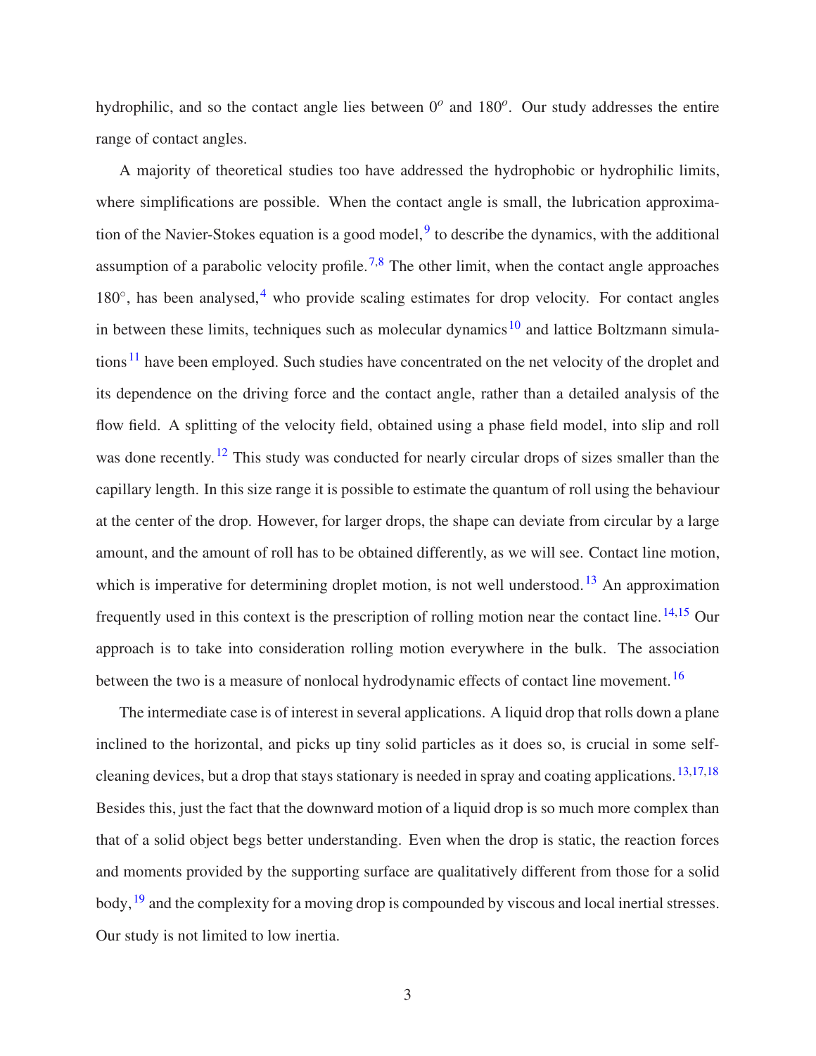hydrophilic, and so the contact angle lies between $0^o$ and $180^o$. Our study addresses the entire range of contact angles.

A majority of theoretical studies too have addressed the hydrophobic or hydrophilic limits, where simplifications are possible. When the contact angle is small, the lubrication approximation of the Navier-Stokes equation is a good model,[9] to describe the dynamics, with the additional assumption of a parabolic velocity profile.[7,8] The other limit, when the contact angle approaches $180^{\circ}$, has been analysed,[4] who provide scaling estimates for drop velocity. For contact angles in between these limits, techniques such as molecular dynamics[10] and lattice Boltzmann simulations[11] have been employed. Such studies have concentrated on the net velocity of the droplet and its dependence on the driving force and the contact angle, rather than a detailed analysis of the flow field. A splitting of the velocity field, obtained using a phase field model, into slip and roll was done recently.[12] This study was conducted for nearly circular drops of sizes smaller than the capillary length. In this size range it is possible to estimate the quantum of roll using the behaviour at the center of the drop. However, for larger drops, the shape can deviate from circular by a large amount, and the amount of roll has to be obtained differently, as we will see. Contact line motion, which is imperative for determining droplet motion, is not well understood.[13] An approximation frequently used in this context is the prescription of rolling motion near the contact line.[14,15] Our approach is to take into consideration rolling motion everywhere in the bulk. The association between the two is a measure of nonlocal hydrodynamic effects of contact line movement.[16]

The intermediate case is of interest in several applications. A liquid drop that rolls down a plane inclined to the horizontal, and picks up tiny solid particles as it does so, is crucial in some self-cleaning devices, but a drop that stays stationary is needed in spray and coating applications.[13,17,18] Besides this, just the fact that the downward motion of a liquid drop is so much more complex than that of a solid object begs better understanding. Even when the drop is static, the reaction forces and moments provided by the supporting surface are qualitatively different from those for a solid body,[19] and the complexity for a moving drop is compounded by viscous and local inertial stresses. Our study is not limited to low inertia.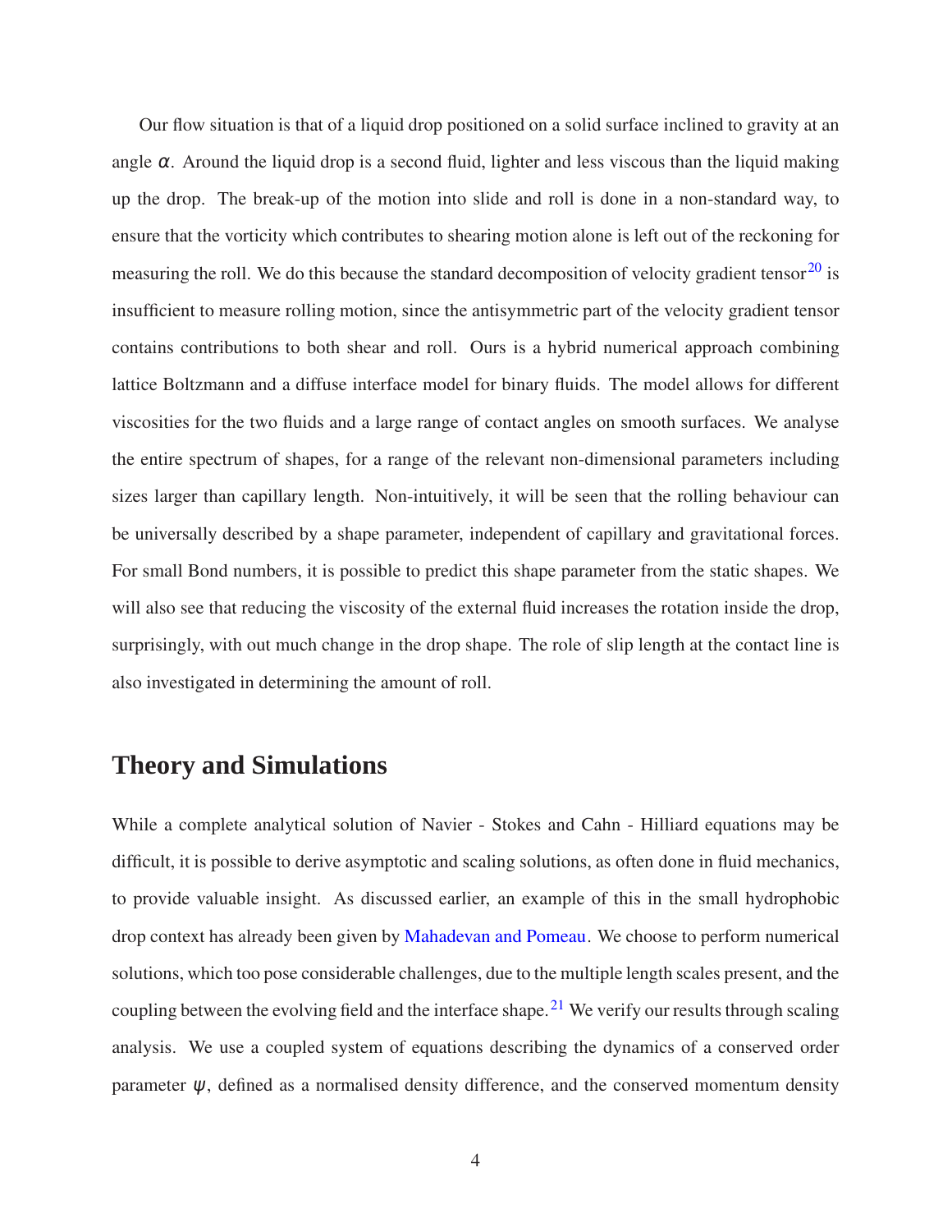Our flow situation is that of a liquid drop positioned on a solid surface inclined to gravity at an angle $\alpha$. Around the liquid drop is a second fluid, lighter and less viscous than the liquid making up the drop. The break-up of the motion into slide and roll is done in a non-standard way, to ensure that the vorticity which contributes to shearing motion alone is left out of the reckoning for measuring the roll. We do this because the standard decomposition of velocity gradient tensor[20] is insufficient to measure rolling motion, since the antisymmetric part of the velocity gradient tensor contains contributions to both shear and roll. Ours is a hybrid numerical approach combining lattice Boltzmann and a diffuse interface model for binary fluids. The model allows for different viscosities for the two fluids and a large range of contact angles on smooth surfaces. We analyse the entire spectrum of shapes, for a range of the relevant non-dimensional parameters including sizes larger than capillary length. Non-intuitively, it will be seen that the rolling behaviour can be universally described by a shape parameter, independent of capillary and gravitational forces. For small Bond numbers, it is possible to predict this shape parameter from the static shapes. We will also see that reducing the viscosity of the external fluid increases the rotation inside the drop, surprisingly, with out much change in the drop shape. The role of slip length at the contact line is also investigated in determining the amount of roll.

## Theory and Simulations

While a complete analytical solution of Navier - Stokes and Cahn - Hilliard equations may be difficult, it is possible to derive asymptotic and scaling solutions, as often done in fluid mechanics, to provide valuable insight. As discussed earlier, an example of this in the small hydrophobic drop context has already been given by Mahadevan and Pomeau. We choose to perform numerical solutions, which too pose considerable challenges, due to the multiple length scales present, and the coupling between the evolving field and the interface shape.[21] We verify our results through scaling analysis. We use a coupled system of equations describing the dynamics of a conserved order parameter $\psi$, defined as a normalised density difference, and the conserved momentum density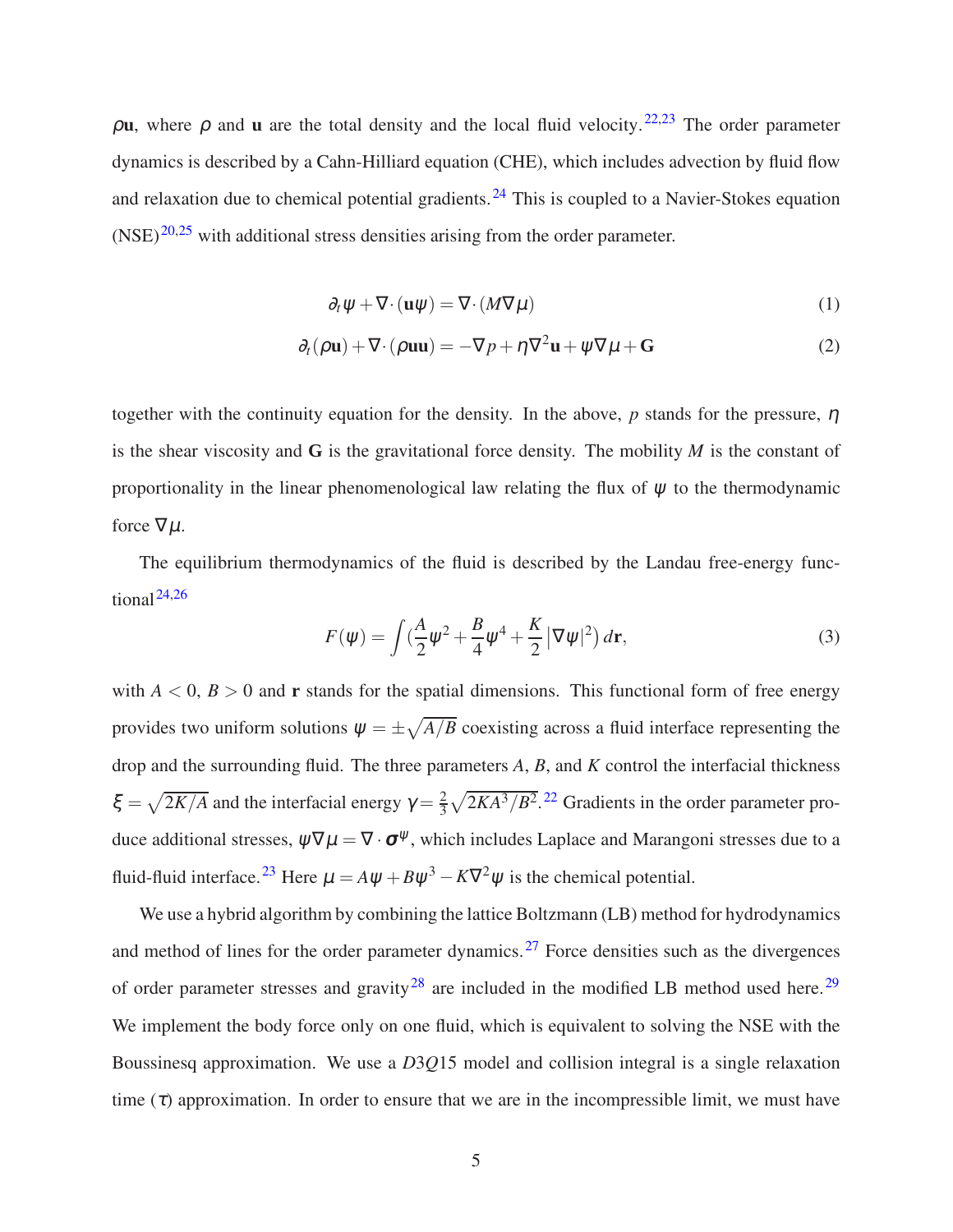$\rho\mathbf{u}$, where $\rho$ and $\mathbf{u}$ are the total density and the local fluid velocity.[22,23] The order parameter dynamics is described by a Cahn-Hilliard equation (CHE), which includes advection by fluid flow and relaxation due to chemical potential gradients.[24] This is coupled to a Navier-Stokes equation (NSE)[20,25] with additional stress densities arising from the order parameter.

$$\partial_t \psi + \nabla \cdot (\mathbf{u}\psi) = \nabla \cdot (M \nabla \mu) \tag{1}$$

$$\partial_t (\rho \mathbf{u}) + \nabla \cdot (\rho \mathbf{u}\mathbf{u}) = -\nabla p + \eta \nabla^2 \mathbf{u} + \psi \nabla \mu + \mathbf{G} \tag{2}$$

together with the continuity equation for the density. In the above, $p$ stands for the pressure, $\eta$ is the shear viscosity and $\mathbf{G}$ is the gravitational force density. The mobility $M$ is the constant of proportionality in the linear phenomenological law relating the flux of $\psi$ to the thermodynamic force $\nabla \mu$.

The equilibrium thermodynamics of the fluid is described by the Landau free-energy functional[24,26]

$$F(\psi) = \int \left(\frac{A}{2}\psi^2 + \frac{B}{4}\psi^4 + \frac{K}{2}\left|\nabla \psi\right|^2\right) d\mathbf{r}, \tag{3}$$

with $A < 0$, $B > 0$ and $\mathbf{r}$ stands for the spatial dimensions. This functional form of free energy provides two uniform solutions $\psi = \pm\sqrt{A/B}$ coexisting across a fluid interface representing the drop and the surrounding fluid. The three parameters $A$, $B$, and $K$ control the interfacial thickness $\xi = \sqrt{2K/A}$ and the interfacial energy $\gamma = \frac{2}{3}\sqrt{2KA^3/B^2}$.[22] Gradients in the order parameter produce additional stresses, $\psi \nabla \mu = \nabla \cdot \boldsymbol{\sigma}^{\psi}$, which includes Laplace and Marangoni stresses due to a fluid-fluid interface.[23] Here $\mu = A\psi + B\psi^3 - K\nabla^2\psi$ is the chemical potential.

We use a hybrid algorithm by combining the lattice Boltzmann (LB) method for hydrodynamics and method of lines for the order parameter dynamics.[27] Force densities such as the divergences of order parameter stresses and gravity[28] are included in the modified LB method used here.[29] We implement the body force only on one fluid, which is equivalent to solving the NSE with the Boussinesq approximation. We use a $D3Q15$ model and collision integral is a single relaxation time ($\tau$) approximation. In order to ensure that we are in the incompressible limit, we must have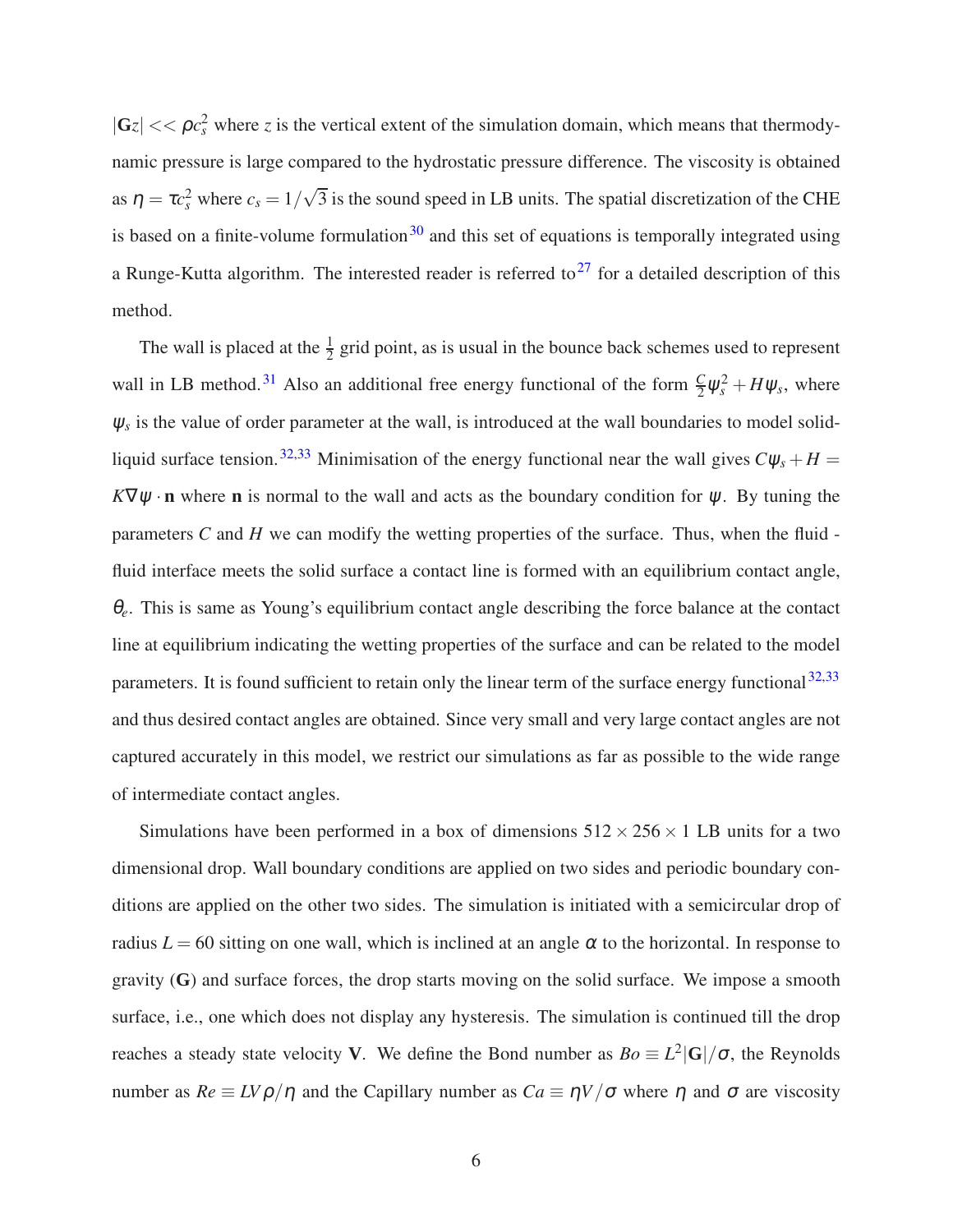$|\mathbf{G}z| << \rho c_s^2$ where $z$ is the vertical extent of the simulation domain, which means that thermodynamic pressure is large compared to the hydrostatic pressure difference. The viscosity is obtained as $\eta = \tau c_s^2$ where $c_s = 1/\sqrt{3}$ is the sound speed in LB units. The spatial discretization of the CHE is based on a finite-volume formulation[30] and this set of equations is temporally integrated using a Runge-Kutta algorithm. The interested reader is referred to[27] for a detailed description of this method.

The wall is placed at the $\frac{1}{2}$ grid point, as is usual in the bounce back schemes used to represent wall in LB method.[31] Also an additional free energy functional of the form $\frac{C}{2}\psi_s^2 + H\psi_s$, where $\psi_s$ is the value of order parameter at the wall, is introduced at the wall boundaries to model solid-liquid surface tension.[32,33] Minimisation of the energy functional near the wall gives $C\psi_s + H = K\nabla\psi \cdot \mathbf{n}$ where $\mathbf{n}$ is normal to the wall and acts as the boundary condition for $\psi$. By tuning the parameters $C$ and $H$ we can modify the wetting properties of the surface. Thus, when the fluid - fluid interface meets the solid surface a contact line is formed with an equilibrium contact angle, $\theta_e$. This is same as Young's equilibrium contact angle describing the force balance at the contact line at equilibrium indicating the wetting properties of the surface and can be related to the model parameters. It is found sufficient to retain only the linear term of the surface energy functional[32,33] and thus desired contact angles are obtained. Since very small and very large contact angles are not captured accurately in this model, we restrict our simulations as far as possible to the wide range of intermediate contact angles.

Simulations have been performed in a box of dimensions $512 \times 256 \times 1$ LB units for a two dimensional drop. Wall boundary conditions are applied on two sides and periodic boundary conditions are applied on the other two sides. The simulation is initiated with a semicircular drop of radius $L = 60$ sitting on one wall, which is inclined at an angle $\alpha$ to the horizontal. In response to gravity ($\mathbf{G}$) and surface forces, the drop starts moving on the solid surface. We impose a smooth surface, i.e., one which does not display any hysteresis. The simulation is continued till the drop reaches a steady state velocity $\mathbf{V}$. We define the Bond number as $Bo \equiv L^2|\mathbf{G}|/\sigma$, the Reynolds number as $Re \equiv LV\rho/\eta$ and the Capillary number as $Ca \equiv \eta V/\sigma$ where $\eta$ and $\sigma$ are viscosity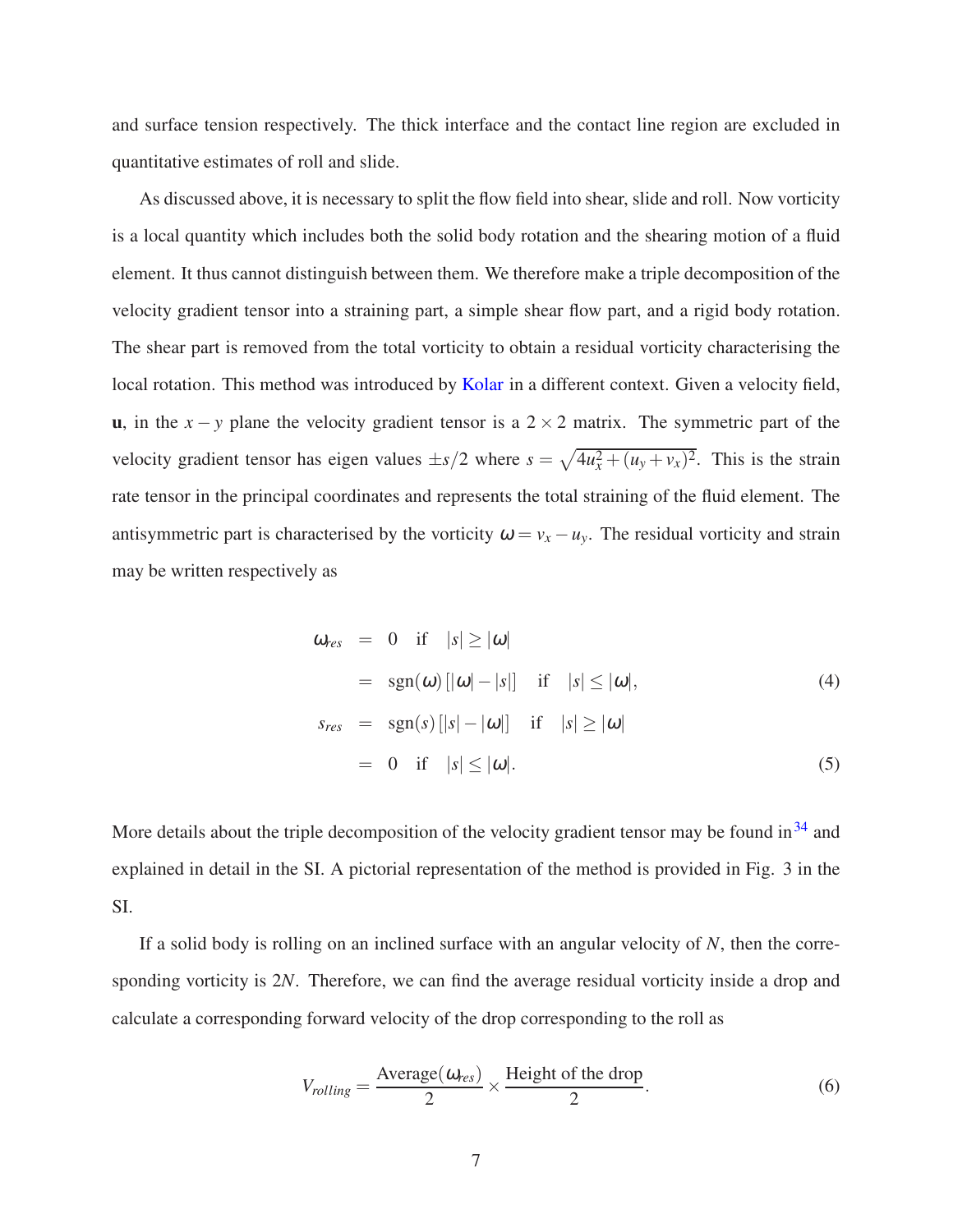and surface tension respectively. The thick interface and the contact line region are excluded in quantitative estimates of roll and slide.

As discussed above, it is necessary to split the flow field into shear, slide and roll. Now vorticity is a local quantity which includes both the solid body rotation and the shearing motion of a fluid element. It thus cannot distinguish between them. We therefore make a triple decomposition of the velocity gradient tensor into a straining part, a simple shear flow part, and a rigid body rotation. The shear part is removed from the total vorticity to obtain a residual vorticity characterising the local rotation. This method was introduced by Kolar in a different context. Given a velocity field, $\mathbf{u}$, in the $x-y$ plane the velocity gradient tensor is a $2 \times 2$ matrix. The symmetric part of the velocity gradient tensor has eigen values $\pm s/2$ where $s = \sqrt{4u_x^2 + (u_y + v_x)^2}$. This is the strain rate tensor in the principal coordinates and represents the total straining of the fluid element. The antisymmetric part is characterised by the vorticity $\omega = v_x - u_y$. The residual vorticity and strain may be written respectively as

$$
\begin{aligned}
\omega_{res} &= 0 \quad \text{if} \quad |s| \geq |\omega| \\
&= \operatorname{sgn}(\omega)\left[|\omega| - |s|\right] \quad \text{if} \quad |s| \leq |\omega|,
\end{aligned} \tag{4}
$$

$$
\begin{aligned}
s_{res} &= \operatorname{sgn}(s)\left[|s| - |\omega|\right] \quad \text{if} \quad |s| \geq |\omega| \\
&= 0 \quad \text{if} \quad |s| \leq |\omega|.
\end{aligned} \tag{5}
$$

More details about the triple decomposition of the velocity gradient tensor may be found in[34] and explained in detail in the SI. A pictorial representation of the method is provided in Fig. 3 in the SI.

If a solid body is rolling on an inclined surface with an angular velocity of $N$, then the corresponding vorticity is $2N$. Therefore, we can find the average residual vorticity inside a drop and calculate a corresponding forward velocity of the drop corresponding to the roll as

$$
V_{rolling} = \frac{\text{Average}(\omega_{res})}{2} \times \frac{\text{Height of the drop}}{2}. \tag{6}
$$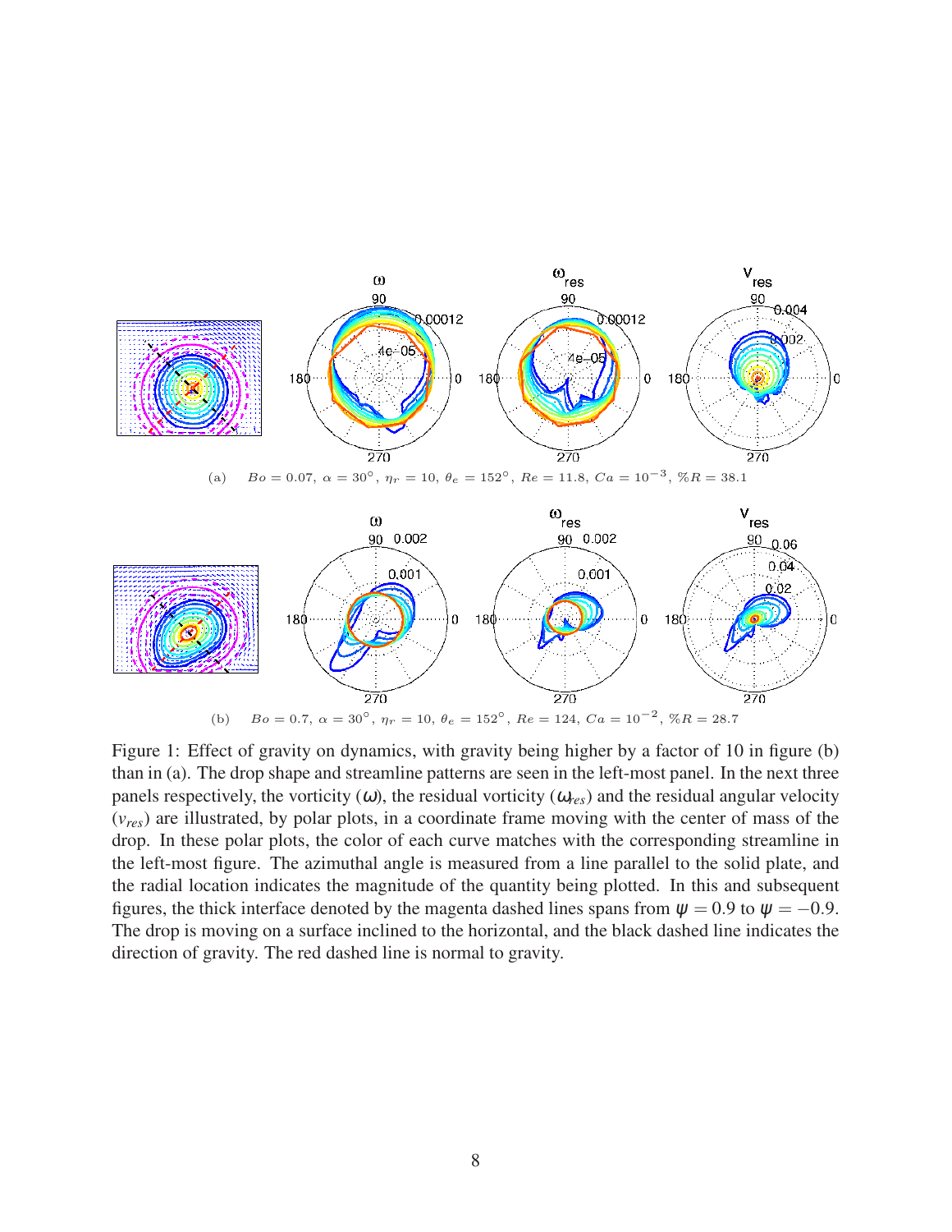(a) $Bo = 0.07,\ \alpha = 30^\circ,\ \eta_r = 10,\ \theta_e = 152^\circ,\ Re = 11.8,\ Ca = 10^{-3},\ \%R = 38.1$

(b) $Bo = 0.7,\ \alpha = 30^\circ,\ \eta_r = 10,\ \theta_e = 152^\circ,\ Re = 124,\ Ca = 10^{-2},\ \%R = 28.7$

Figure 1: Effect of gravity on dynamics, with gravity being higher by a factor of 10 in figure (b) than in (a). The drop shape and streamline patterns are seen in the left-most panel. In the next three panels respectively, the vorticity ($\omega$), the residual vorticity ($\omega_{res}$) and the residual angular velocity ($v_{res}$) are illustrated, by polar plots, in a coordinate frame moving with the center of mass of the drop. In these polar plots, the color of each curve matches with the corresponding streamline in the left-most figure. The azimuthal angle is measured from a line parallel to the solid plate, and the radial location indicates the magnitude of the quantity being plotted. In this and subsequent figures, the thick interface denoted by the magenta dashed lines spans from $\psi = 0.9$ to $\psi = -0.9$. The drop is moving on a surface inclined to the horizontal, and the black dashed line indicates the direction of gravity. The red dashed line is normal to gravity.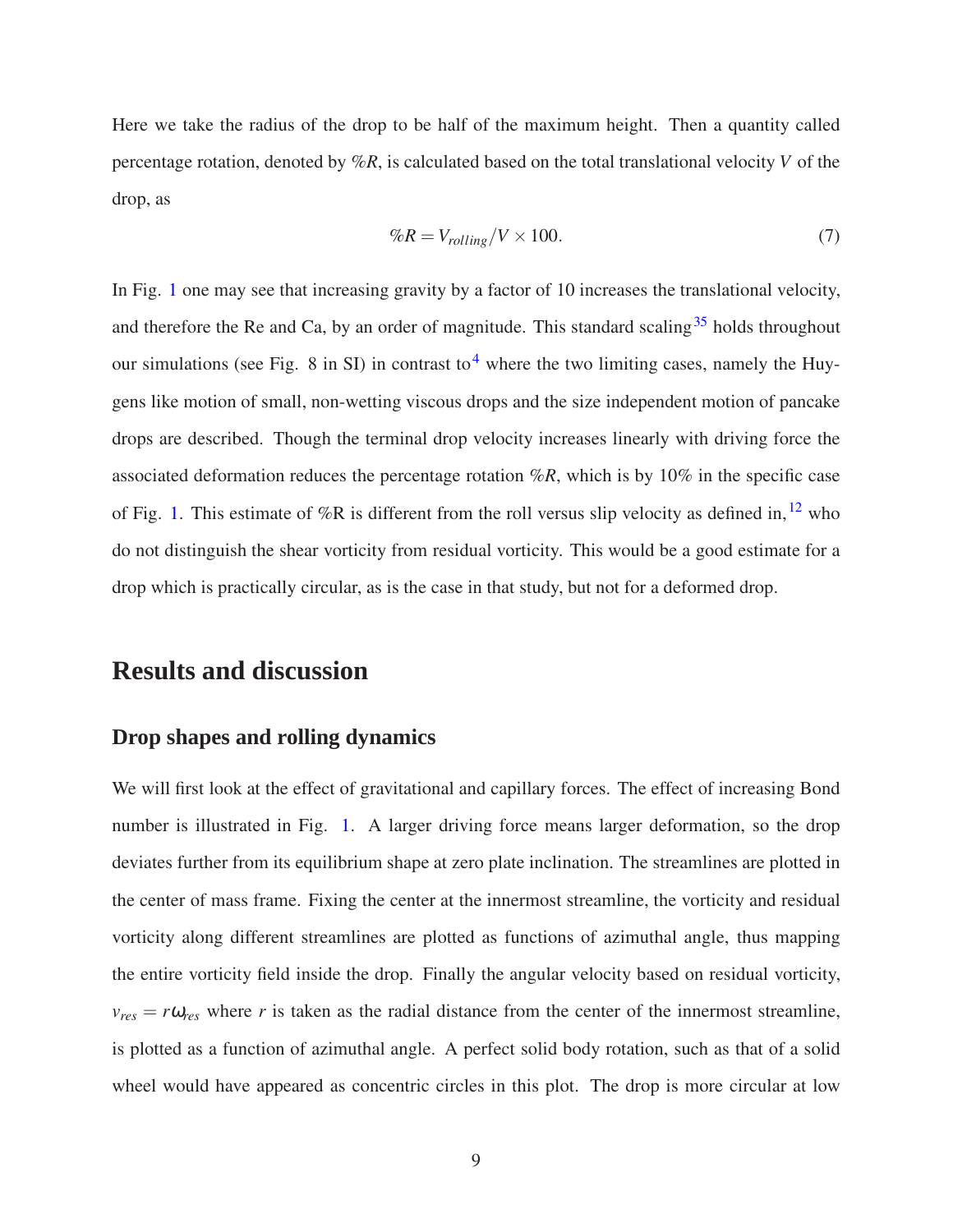Here we take the radius of the drop to be half of the maximum height. Then a quantity called percentage rotation, denoted by $\%R$, is calculated based on the total translational velocity $V$ of the drop, as

$$\%R = V_{rolling}/V \times 100. \tag{7}$$

In Fig. 1 one may see that increasing gravity by a factor of 10 increases the translational velocity, and therefore the Re and Ca, by an order of magnitude. This standard scaling[35] holds throughout our simulations (see Fig. 8 in SI) in contrast to[4] where the two limiting cases, namely the Huygens like motion of small, non-wetting viscous drops and the size independent motion of pancake drops are described. Though the terminal drop velocity increases linearly with driving force the associated deformation reduces the percentage rotation $\%R$, which is by 10% in the specific case of Fig. 1. This estimate of %R is different from the roll versus slip velocity as defined in,[12] who do not distinguish the shear vorticity from residual vorticity. This would be a good estimate for a drop which is practically circular, as is the case in that study, but not for a deformed drop.

# Results and discussion

## Drop shapes and rolling dynamics

We will first look at the effect of gravitational and capillary forces. The effect of increasing Bond number is illustrated in Fig. 1. A larger driving force means larger deformation, so the drop deviates further from its equilibrium shape at zero plate inclination. The streamlines are plotted in the center of mass frame. Fixing the center at the innermost streamline, the vorticity and residual vorticity along different streamlines are plotted as functions of azimuthal angle, thus mapping the entire vorticity field inside the drop. Finally the angular velocity based on residual vorticity, $v_{res} = r\omega_{res}$ where $r$ is taken as the radial distance from the center of the innermost streamline, is plotted as a function of azimuthal angle. A perfect solid body rotation, such as that of a solid wheel would have appeared as concentric circles in this plot. The drop is more circular at low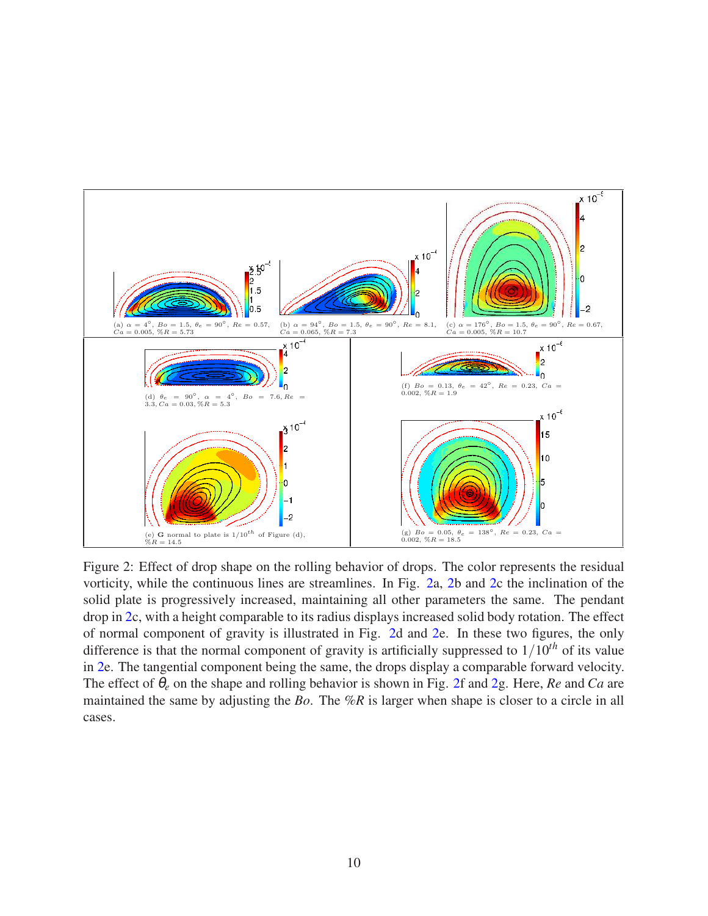(a) $\alpha = 4^\circ$, $Bo = 1.5$, $\theta_e = 90^\circ$, $Re = 0.57$, $Ca = 0.005$, $\%R = 5.73$

(b) $\alpha = 94^\circ$, $Bo = 1.5$, $\theta_e = 90^\circ$, $Re = 8.1$, $Ca = 0.065$, $\%R = 7.3$

(c) $\alpha = 176^\circ$, $Bo = 1.5$, $\theta_e = 90^\circ$, $Re = 0.67$, $Ca = 0.005$, $\%R = 10.7$

(d) $\theta_e = 90^\circ$, $\alpha = 4^\circ$, $Bo = 7.6$, $Re = 3.3$, $Ca = 0.03$, $\%R = 5.3$

(e) $\mathbf{G}$ normal to plate is $1/10^{th}$ of Figure (d), $\%R = 14.5$

(f) $Bo = 0.13$, $\theta_e = 42^\circ$, $Re = 0.23$, $Ca = 0.002$, $\%R = 1.9$

(g) $Bo = 0.05$, $\theta_e = 138^\circ$, $Re = 0.23$, $Ca = 0.002$, $\%R = 18.5$

Figure 2: Effect of drop shape on the rolling behavior of drops. The color represents the residual vorticity, while the continuous lines are streamlines. In Fig. 2a, 2b and 2c the inclination of the solid plate is progressively increased, maintaining all other parameters the same. The pendant drop in 2c, with a height comparable to its radius displays increased solid body rotation. The effect of normal component of gravity is illustrated in Fig. 2d and 2e. In these two figures, the only difference is that the normal component of gravity is artificially suppressed to $1/10^{th}$ of its value in 2e. The tangential component being the same, the drops display a comparable forward velocity. The effect of $\theta_e$ on the shape and rolling behavior is shown in Fig. 2f and 2g. Here, $Re$ and $Ca$ are maintained the same by adjusting the $Bo$. The $\%R$ is larger when shape is closer to a circle in all cases.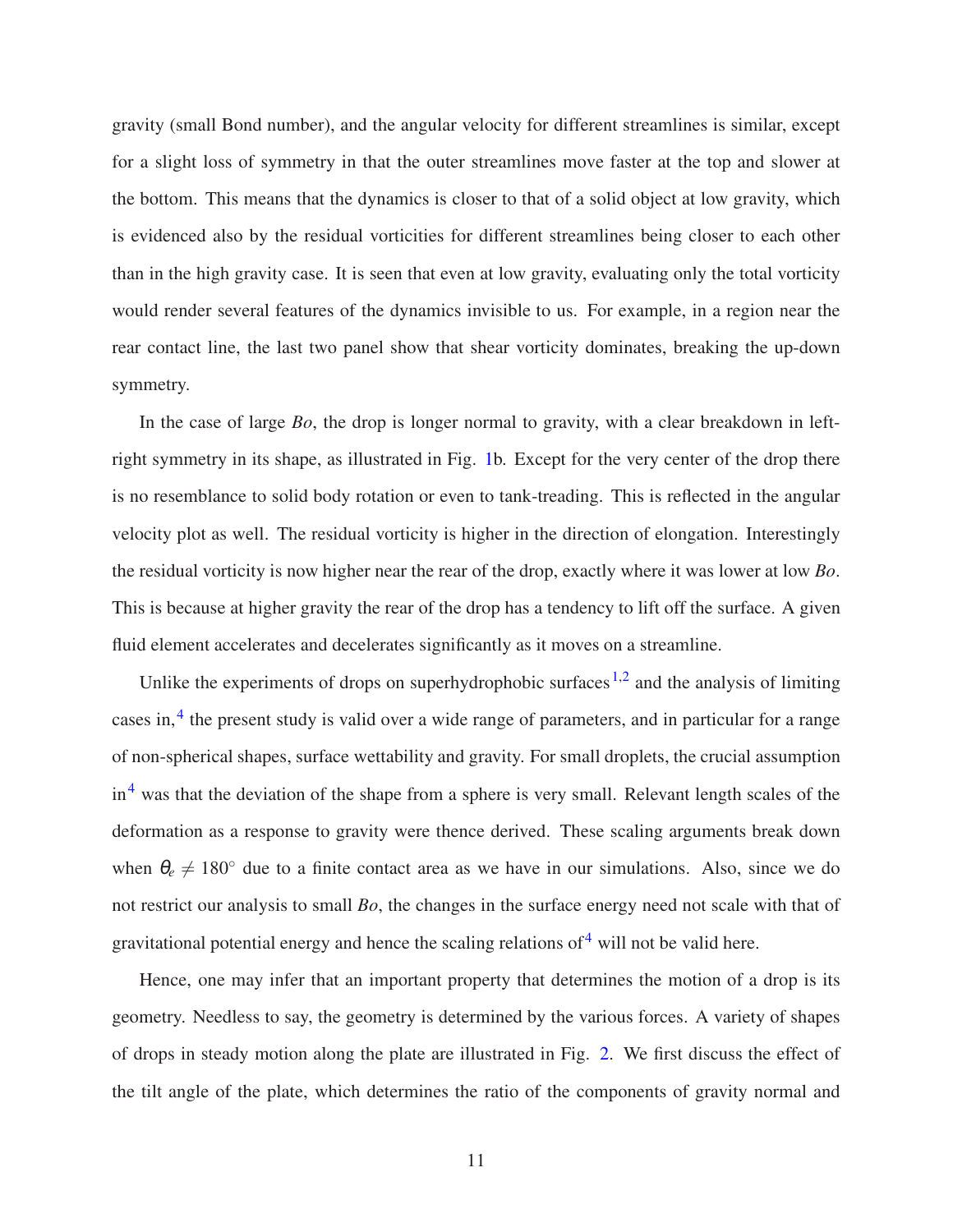gravity (small Bond number), and the angular velocity for different streamlines is similar, except for a slight loss of symmetry in that the outer streamlines move faster at the top and slower at the bottom. This means that the dynamics is closer to that of a solid object at low gravity, which is evidenced also by the residual vorticities for different streamlines being closer to each other than in the high gravity case. It is seen that even at low gravity, evaluating only the total vorticity would render several features of the dynamics invisible to us. For example, in a region near the rear contact line, the last two panel show that shear vorticity dominates, breaking the up-down symmetry.

In the case of large *Bo*, the drop is longer normal to gravity, with a clear breakdown in left-right symmetry in its shape, as illustrated in Fig. 1b. Except for the very center of the drop there is no resemblance to solid body rotation or even to tank-treading. This is reflected in the angular velocity plot as well. The residual vorticity is higher in the direction of elongation. Interestingly the residual vorticity is now higher near the rear of the drop, exactly where it was lower at low *Bo*. This is because at higher gravity the rear of the drop has a tendency to lift off the surface. A given fluid element accelerates and decelerates significantly as it moves on a streamline.

Unlike the experiments of drops on superhydrophobic surfaces[1,2] and the analysis of limiting cases in,[4] the present study is valid over a wide range of parameters, and in particular for a range of non-spherical shapes, surface wettability and gravity. For small droplets, the crucial assumption in[4] was that the deviation of the shape from a sphere is very small. Relevant length scales of the deformation as a response to gravity were thence derived. These scaling arguments break down when $\theta_e \neq 180^\circ$ due to a finite contact area as we have in our simulations. Also, since we do not restrict our analysis to small *Bo*, the changes in the surface energy need not scale with that of gravitational potential energy and hence the scaling relations of[4] will not be valid here.

Hence, one may infer that an important property that determines the motion of a drop is its geometry. Needless to say, the geometry is determined by the various forces. A variety of shapes of drops in steady motion along the plate are illustrated in Fig. 2. We first discuss the effect of the tilt angle of the plate, which determines the ratio of the components of gravity normal and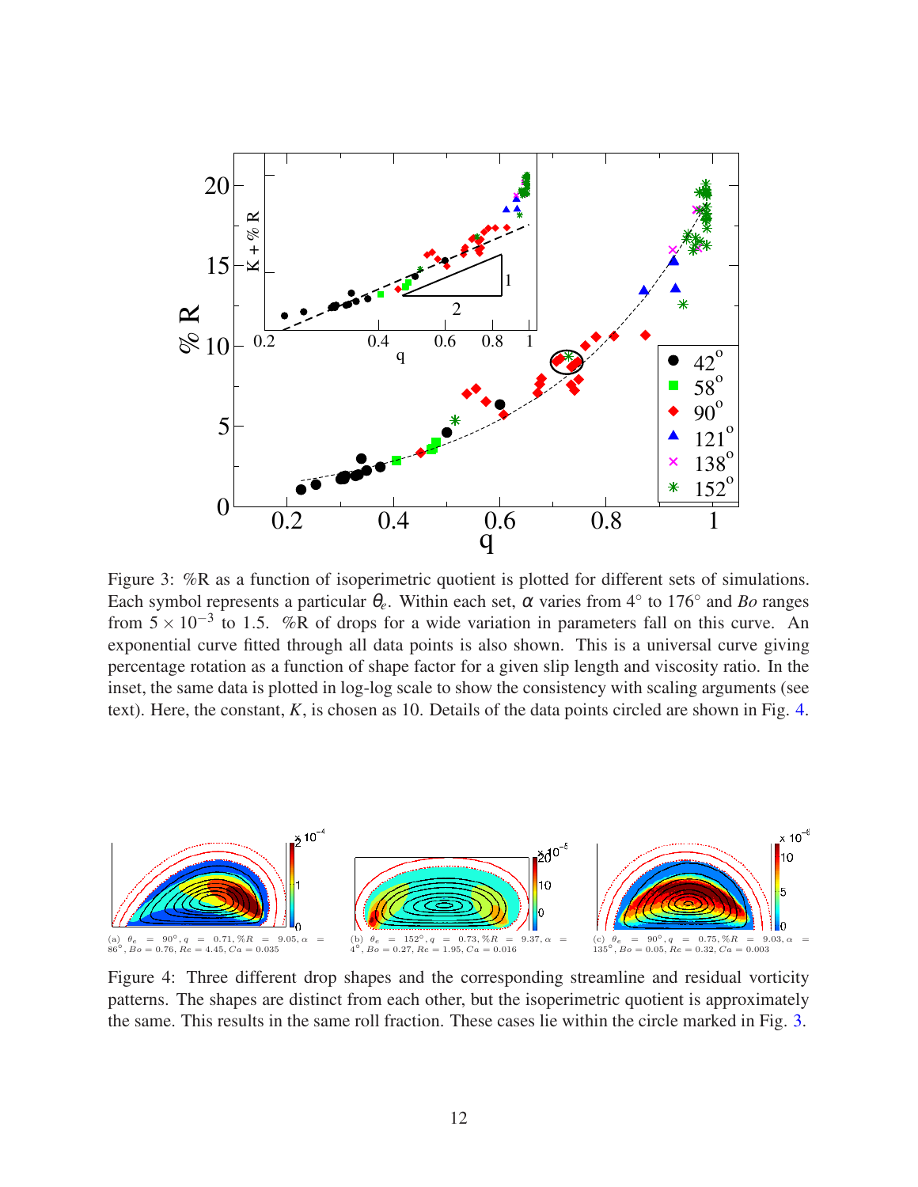Figure 3: %R as a function of isoperimetric quotient is plotted for different sets of simulations. Each symbol represents a particular $\theta_e$. Within each set, $\alpha$ varies from 4° to 176° and *Bo* ranges from $5 \times 10^{-3}$ to 1.5. %R of drops for a wide variation in parameters fall on this curve. An exponential curve fitted through all data points is also shown. This is a universal curve giving percentage rotation as a function of shape factor for a given slip length and viscosity ratio. In the inset, the same data is plotted in log-log scale to show the consistency with scaling arguments (see text). Here, the constant, *K*, is chosen as 10. Details of the data points circled are shown in Fig. 4.

(a) $\theta_e = 90°, q = 0.71, \%R = 9.05, \alpha = 86°, Bo = 0.76, Re = 4.45, Ca = 0.035$

(b) $\theta_e = 152°, q = 0.73, \%R = 9.37, \alpha = 4°, Bo = 0.27, Re = 1.95, Ca = 0.016$

(c) $\theta_e = 90°, q = 0.75, \%R = 9.03, \alpha = 135°, Bo = 0.05, Re = 0.32, Ca = 0.003$

Figure 4: Three different drop shapes and the corresponding streamline and residual vorticity patterns. The shapes are distinct from each other, but the isoperimetric quotient is approximately the same. This results in the same roll fraction. These cases lie within the circle marked in Fig. 3.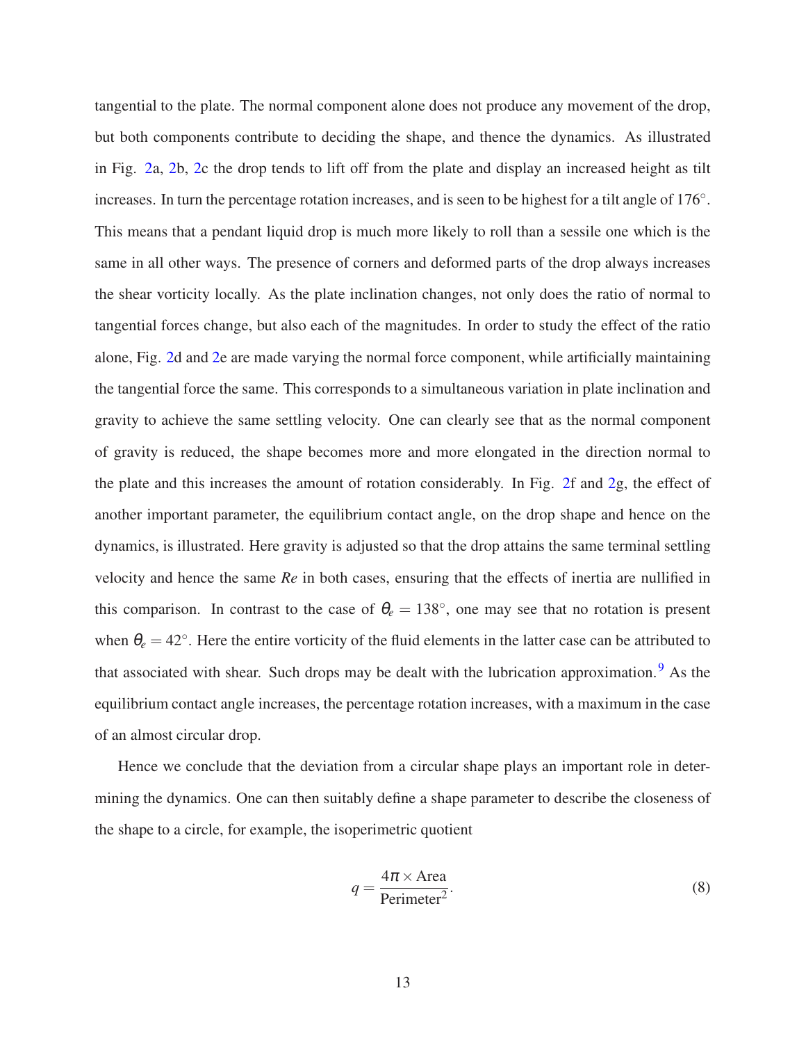tangential to the plate. The normal component alone does not produce any movement of the drop, but both components contribute to deciding the shape, and thence the dynamics. As illustrated in Fig. 2a, 2b, 2c the drop tends to lift off from the plate and display an increased height as tilt increases. In turn the percentage rotation increases, and is seen to be highest for a tilt angle of 176°. This means that a pendant liquid drop is much more likely to roll than a sessile one which is the same in all other ways. The presence of corners and deformed parts of the drop always increases the shear vorticity locally. As the plate inclination changes, not only does the ratio of normal to tangential forces change, but also each of the magnitudes. In order to study the effect of the ratio alone, Fig. 2d and 2e are made varying the normal force component, while artificially maintaining the tangential force the same. This corresponds to a simultaneous variation in plate inclination and gravity to achieve the same settling velocity. One can clearly see that as the normal component of gravity is reduced, the shape becomes more and more elongated in the direction normal to the plate and this increases the amount of rotation considerably. In Fig. 2f and 2g, the effect of another important parameter, the equilibrium contact angle, on the drop shape and hence on the dynamics, is illustrated. Here gravity is adjusted so that the drop attains the same terminal settling velocity and hence the same *Re* in both cases, ensuring that the effects of inertia are nullified in this comparison. In contrast to the case of $\theta_e = 138^\circ$, one may see that no rotation is present when $\theta_e = 42^\circ$. Here the entire vorticity of the fluid elements in the latter case can be attributed to that associated with shear. Such drops may be dealt with the lubrication approximation.[9] As the equilibrium contact angle increases, the percentage rotation increases, with a maximum in the case of an almost circular drop.

Hence we conclude that the deviation from a circular shape plays an important role in determining the dynamics. One can then suitably define a shape parameter to describe the closeness of the shape to a circle, for example, the isoperimetric quotient

$$q = \frac{4\pi \times \text{Area}}{\text{Perimeter}^2}. \tag{8}$$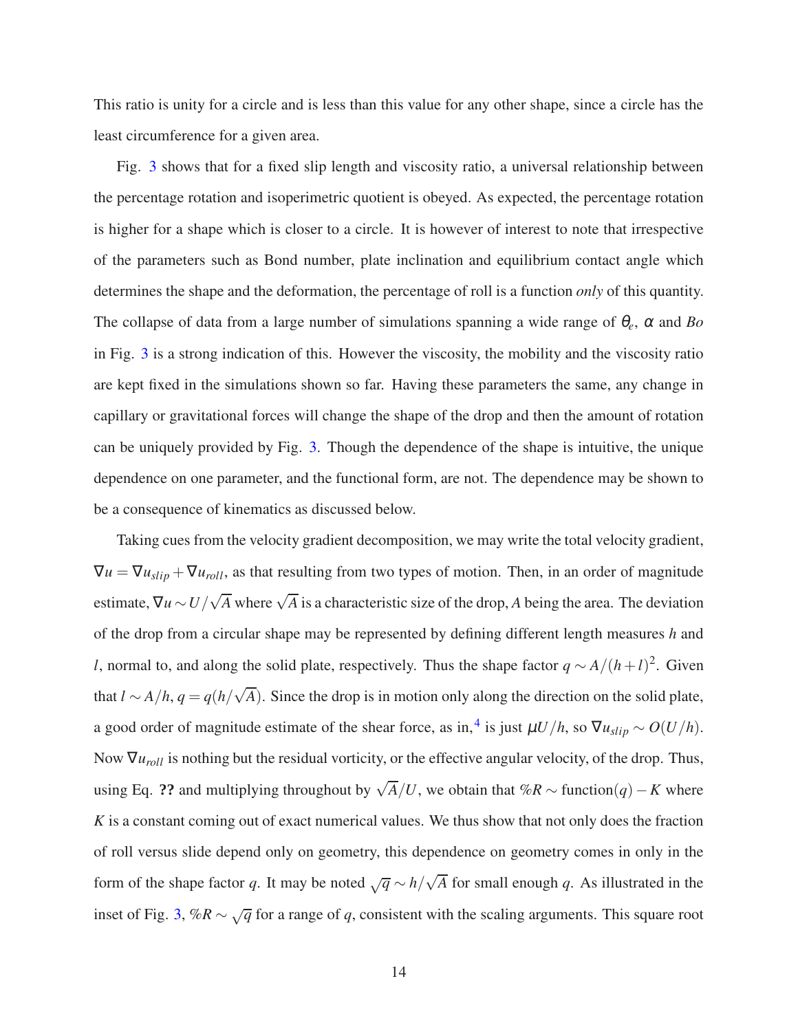This ratio is unity for a circle and is less than this value for any other shape, since a circle has the least circumference for a given area.

Fig. 3 shows that for a fixed slip length and viscosity ratio, a universal relationship between the percentage rotation and isoperimetric quotient is obeyed. As expected, the percentage rotation is higher for a shape which is closer to a circle. It is however of interest to note that irrespective of the parameters such as Bond number, plate inclination and equilibrium contact angle which determines the shape and the deformation, the percentage of roll is a function *only* of this quantity. The collapse of data from a large number of simulations spanning a wide range of $\theta_e$, $\alpha$ and $Bo$ in Fig. 3 is a strong indication of this. However the viscosity, the mobility and the viscosity ratio are kept fixed in the simulations shown so far. Having these parameters the same, any change in capillary or gravitational forces will change the shape of the drop and then the amount of rotation can be uniquely provided by Fig. 3. Though the dependence of the shape is intuitive, the unique dependence on one parameter, and the functional form, are not. The dependence may be shown to be a consequence of kinematics as discussed below.

Taking cues from the velocity gradient decomposition, we may write the total velocity gradient, $\nabla u = \nabla u_{slip} + \nabla u_{roll}$, as that resulting from two types of motion. Then, in an order of magnitude estimate, $\nabla u \sim U/\sqrt{A}$ where $\sqrt{A}$ is a characteristic size of the drop, $A$ being the area. The deviation of the drop from a circular shape may be represented by defining different length measures $h$ and $l$, normal to, and along the solid plate, respectively. Thus the shape factor $q \sim A/(h+l)^2$. Given that $l \sim A/h$, $q = q(h/\sqrt{A})$. Since the drop is in motion only along the direction on the solid plate, a good order of magnitude estimate of the shear force, as in,[4] is just $\mu U/h$, so $\nabla u_{slip} \sim O(U/h)$. Now $\nabla u_{roll}$ is nothing but the residual vorticity, or the effective angular velocity, of the drop. Thus, using Eq. **??** and multiplying throughout by $\sqrt{A}/U$, we obtain that $\%R \sim \text{function}(q) - K$ where $K$ is a constant coming out of exact numerical values. We thus show that not only does the fraction of roll versus slide depend only on geometry, this dependence on geometry comes in only in the form of the shape factor $q$. It may be noted $\sqrt{q} \sim h/\sqrt{A}$ for small enough $q$. As illustrated in the inset of Fig. 3, $\%R \sim \sqrt{q}$ for a range of $q$, consistent with the scaling arguments. This square root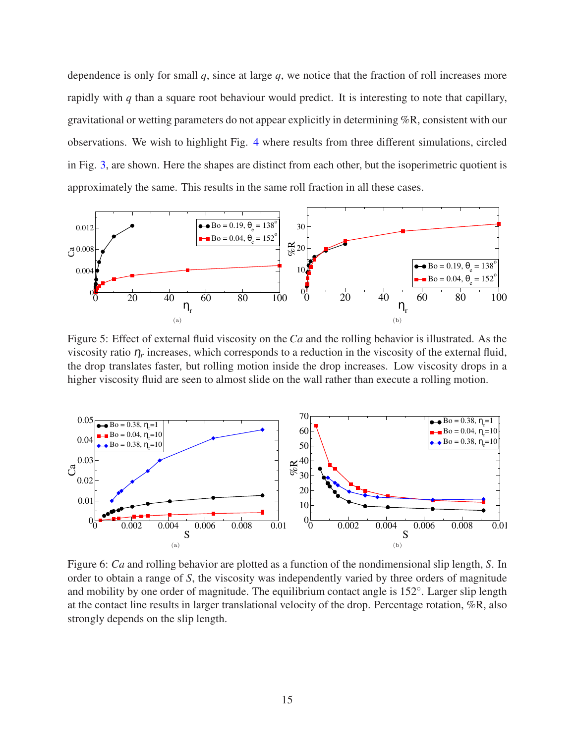dependence is only for small $q$, since at large $q$, we notice that the fraction of roll increases more rapidly with $q$ than a square root behaviour would predict. It is interesting to note that capillary, gravitational or wetting parameters do not appear explicitly in determining %R, consistent with our observations. We wish to highlight Fig. 4 where results from three different simulations, circled in Fig. 3, are shown. Here the shapes are distinct from each other, but the isoperimetric quotient is approximately the same. This results in the same roll fraction in all these cases.

Figure 5: Effect of external fluid viscosity on the $Ca$ and the rolling behavior is illustrated. As the viscosity ratio $\eta_r$ increases, which corresponds to a reduction in the viscosity of the external fluid, the drop translates faster, but rolling motion inside the drop increases. Low viscosity drops in a higher viscosity fluid are seen to almost slide on the wall rather than execute a rolling motion.

Figure 6: $Ca$ and rolling behavior are plotted as a function of the nondimensional slip length, $S$. In order to obtain a range of $S$, the viscosity was independently varied by three orders of magnitude and mobility by one order of magnitude. The equilibrium contact angle is 152°. Larger slip length at the contact line results in larger translational velocity of the drop. Percentage rotation, %R, also strongly depends on the slip length.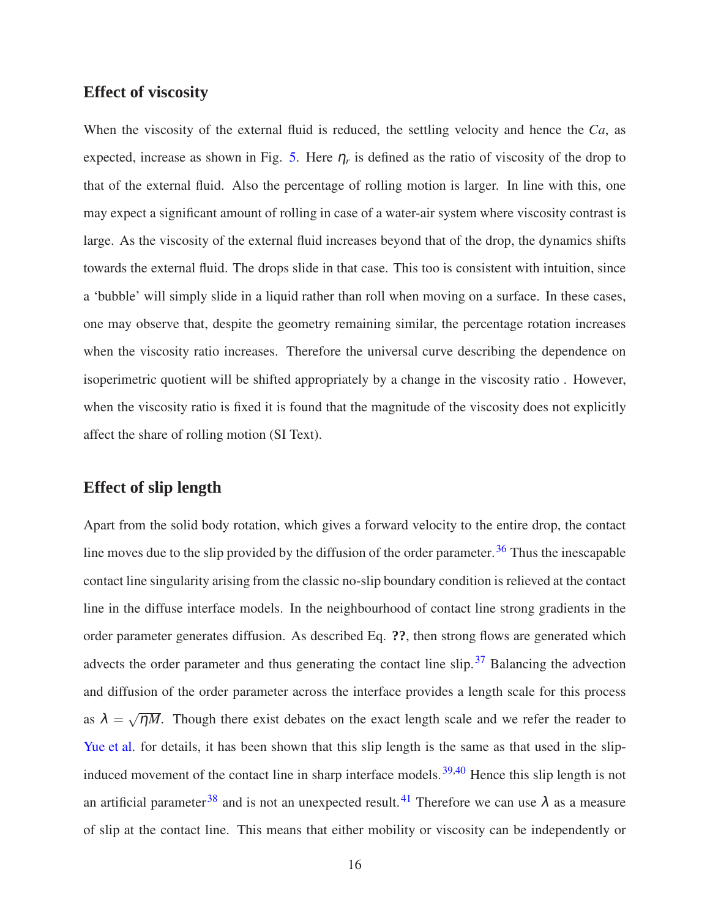## Effect of viscosity

When the viscosity of the external fluid is reduced, the settling velocity and hence the $Ca$, as expected, increase as shown in Fig. 5. Here $\eta_r$ is defined as the ratio of viscosity of the drop to that of the external fluid. Also the percentage of rolling motion is larger. In line with this, one may expect a significant amount of rolling in case of a water-air system where viscosity contrast is large. As the viscosity of the external fluid increases beyond that of the drop, the dynamics shifts towards the external fluid. The drops slide in that case. This too is consistent with intuition, since a 'bubble' will simply slide in a liquid rather than roll when moving on a surface. In these cases, one may observe that, despite the geometry remaining similar, the percentage rotation increases when the viscosity ratio increases. Therefore the universal curve describing the dependence on isoperimetric quotient will be shifted appropriately by a change in the viscosity ratio . However, when the viscosity ratio is fixed it is found that the magnitude of the viscosity does not explicitly affect the share of rolling motion (SI Text).

## Effect of slip length

Apart from the solid body rotation, which gives a forward velocity to the entire drop, the contact line moves due to the slip provided by the diffusion of the order parameter.[36] Thus the inescapable contact line singularity arising from the classic no-slip boundary condition is relieved at the contact line in the diffuse interface models. In the neighbourhood of contact line strong gradients in the order parameter generates diffusion. As described Eq. **??**, then strong flows are generated which advects the order parameter and thus generating the contact line slip.[37] Balancing the advection and diffusion of the order parameter across the interface provides a length scale for this process as $\lambda = \sqrt{\eta M}$. Though there exist debates on the exact length scale and we refer the reader to Yue et al. for details, it has been shown that this slip length is the same as that used in the slip-induced movement of the contact line in sharp interface models.[39,40] Hence this slip length is not an artificial parameter[38] and is not an unexpected result.[41] Therefore we can use $\lambda$ as a measure of slip at the contact line. This means that either mobility or viscosity can be independently or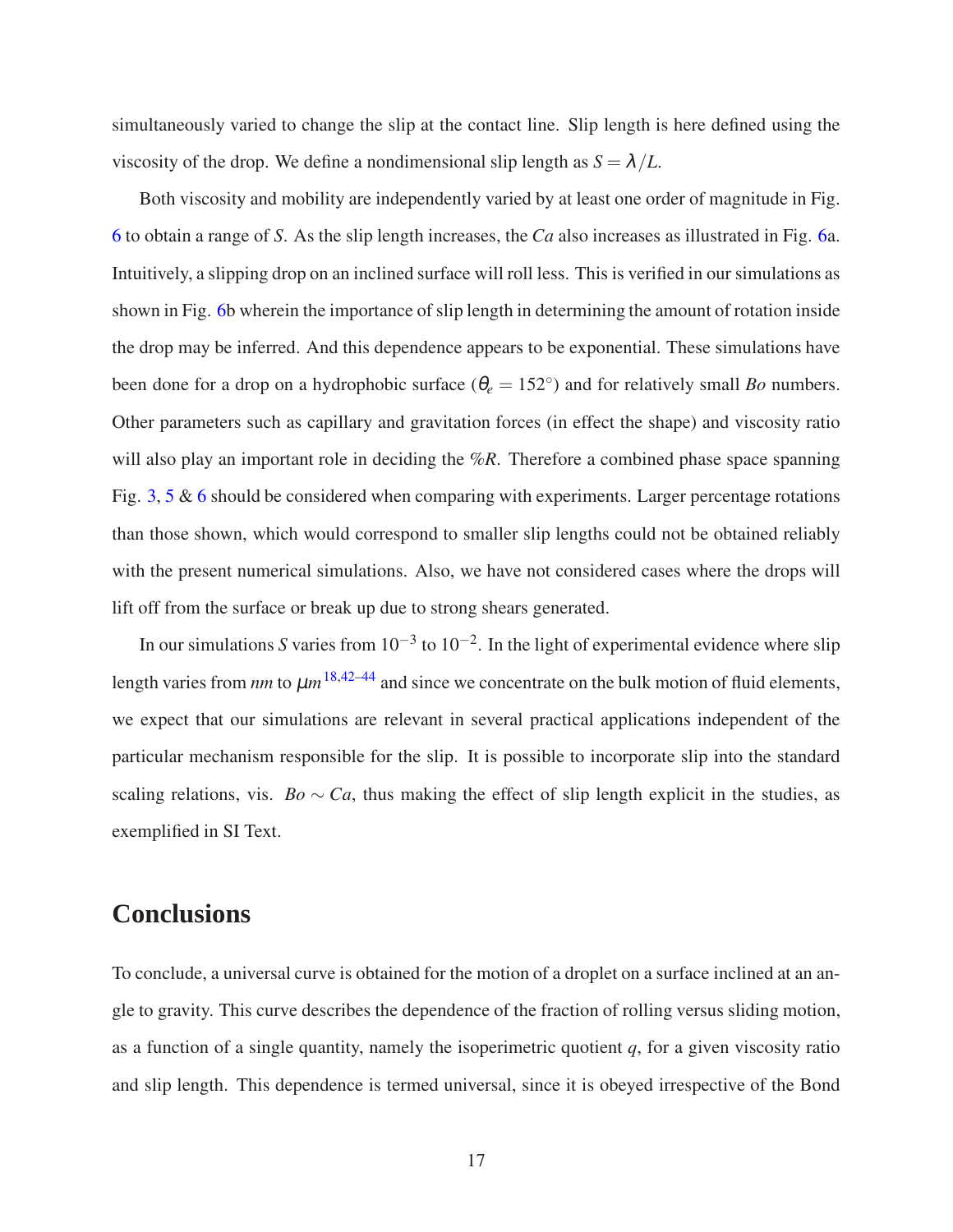simultaneously varied to change the slip at the contact line. Slip length is here defined using the viscosity of the drop. We define a nondimensional slip length as $S = \lambda/L$.

Both viscosity and mobility are independently varied by at least one order of magnitude in Fig. 6 to obtain a range of $S$. As the slip length increases, the $Ca$ also increases as illustrated in Fig. 6a. Intuitively, a slipping drop on an inclined surface will roll less. This is verified in our simulations as shown in Fig. 6b wherein the importance of slip length in determining the amount of rotation inside the drop may be inferred. And this dependence appears to be exponential. These simulations have been done for a drop on a hydrophobic surface ($\theta_e = 152^\circ$) and for relatively small $Bo$ numbers. Other parameters such as capillary and gravitation forces (in effect the shape) and viscosity ratio will also play an important role in deciding the $\%R$. Therefore a combined phase space spanning Fig. 3, 5 & 6 should be considered when comparing with experiments. Larger percentage rotations than those shown, which would correspond to smaller slip lengths could not be obtained reliably with the present numerical simulations. Also, we have not considered cases where the drops will lift off from the surface or break up due to strong shears generated.

In our simulations $S$ varies from $10^{-3}$ to $10^{-2}$. In the light of experimental evidence where slip length varies from *nm* to $\mu m$ [18,42–44] and since we concentrate on the bulk motion of fluid elements, we expect that our simulations are relevant in several practical applications independent of the particular mechanism responsible for the slip. It is possible to incorporate slip into the standard scaling relations, vis. $Bo \sim Ca$, thus making the effect of slip length explicit in the studies, as exemplified in SI Text.

## Conclusions

To conclude, a universal curve is obtained for the motion of a droplet on a surface inclined at an angle to gravity. This curve describes the dependence of the fraction of rolling versus sliding motion, as a function of a single quantity, namely the isoperimetric quotient $q$, for a given viscosity ratio and slip length. This dependence is termed universal, since it is obeyed irrespective of the Bond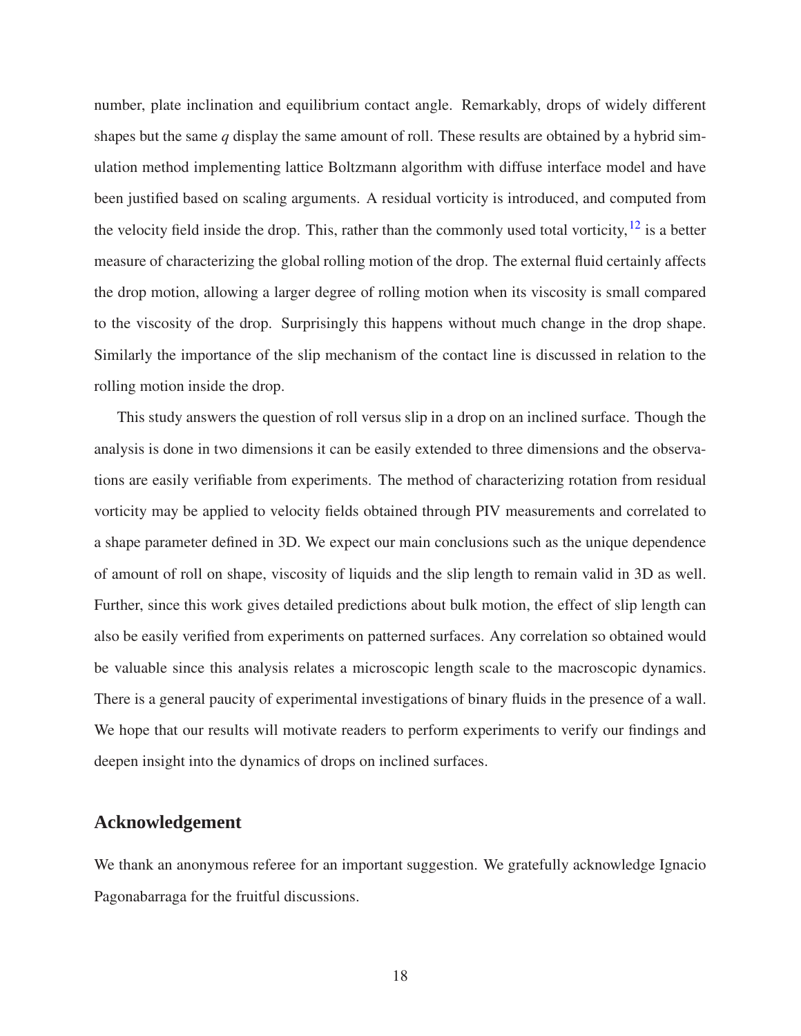number, plate inclination and equilibrium contact angle. Remarkably, drops of widely different shapes but the same $q$ display the same amount of roll. These results are obtained by a hybrid simulation method implementing lattice Boltzmann algorithm with diffuse interface model and have been justified based on scaling arguments. A residual vorticity is introduced, and computed from the velocity field inside the drop. This, rather than the commonly used total vorticity,[12] is a better measure of characterizing the global rolling motion of the drop. The external fluid certainly affects the drop motion, allowing a larger degree of rolling motion when its viscosity is small compared to the viscosity of the drop. Surprisingly this happens without much change in the drop shape. Similarly the importance of the slip mechanism of the contact line is discussed in relation to the rolling motion inside the drop.

This study answers the question of roll versus slip in a drop on an inclined surface. Though the analysis is done in two dimensions it can be easily extended to three dimensions and the observations are easily verifiable from experiments. The method of characterizing rotation from residual vorticity may be applied to velocity fields obtained through PIV measurements and correlated to a shape parameter defined in 3D. We expect our main conclusions such as the unique dependence of amount of roll on shape, viscosity of liquids and the slip length to remain valid in 3D as well. Further, since this work gives detailed predictions about bulk motion, the effect of slip length can also be easily verified from experiments on patterned surfaces. Any correlation so obtained would be valuable since this analysis relates a microscopic length scale to the macroscopic dynamics. There is a general paucity of experimental investigations of binary fluids in the presence of a wall. We hope that our results will motivate readers to perform experiments to verify our findings and deepen insight into the dynamics of drops on inclined surfaces.

## Acknowledgement

We thank an anonymous referee for an important suggestion. We gratefully acknowledge Ignacio Pagonabarraga for the fruitful discussions.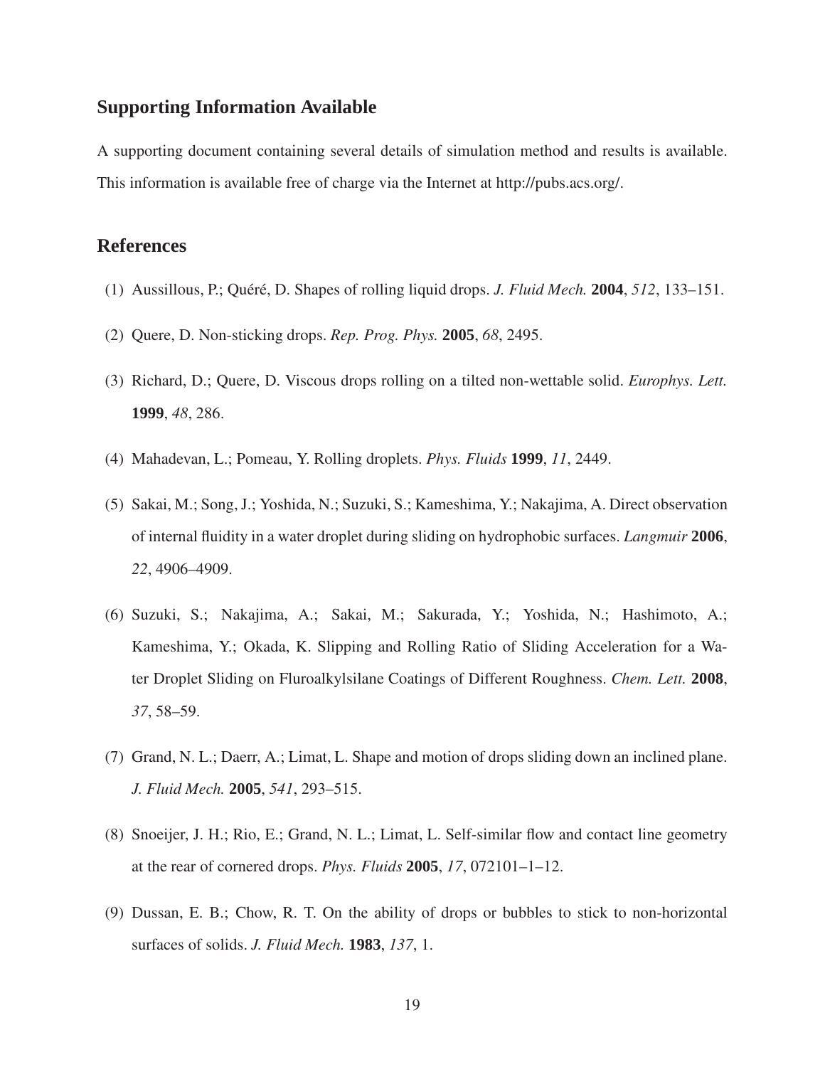## Supporting Information Available

A supporting document containing several details of simulation method and results is available. This information is available free of charge via the Internet at http://pubs.acs.org/.

## References

(1) Aussillous, P.; Quéré, D. Shapes of rolling liquid drops. *J. Fluid Mech.* **2004**, *512*, 133–151.

(2) Quere, D. Non-sticking drops. *Rep. Prog. Phys.* **2005**, *68*, 2495.

(3) Richard, D.; Quere, D. Viscous drops rolling on a tilted non-wettable solid. *Europhys. Lett.* **1999**, *48*, 286.

(4) Mahadevan, L.; Pomeau, Y. Rolling droplets. *Phys. Fluids* **1999**, *11*, 2449.

(5) Sakai, M.; Song, J.; Yoshida, N.; Suzuki, S.; Kameshima, Y.; Nakajima, A. Direct observation of internal fluidity in a water droplet during sliding on hydrophobic surfaces. *Langmuir* **2006**, *22*, 4906–4909.

(6) Suzuki, S.; Nakajima, A.; Sakai, M.; Sakurada, Y.; Yoshida, N.; Hashimoto, A.; Kameshima, Y.; Okada, K. Slipping and Rolling Ratio of Sliding Acceleration for a Water Droplet Sliding on Fluroalkylsilane Coatings of Different Roughness. *Chem. Lett.* **2008**, *37*, 58–59.

(7) Grand, N. L.; Daerr, A.; Limat, L. Shape and motion of drops sliding down an inclined plane. *J. Fluid Mech.* **2005**, *541*, 293–515.

(8) Snoeijer, J. H.; Rio, E.; Grand, N. L.; Limat, L. Self-similar flow and contact line geometry at the rear of cornered drops. *Phys. Fluids* **2005**, *17*, 072101–1–12.

(9) Dussan, E. B.; Chow, R. T. On the ability of drops or bubbles to stick to non-horizontal surfaces of solids. *J. Fluid Mech.* **1983**, *137*, 1.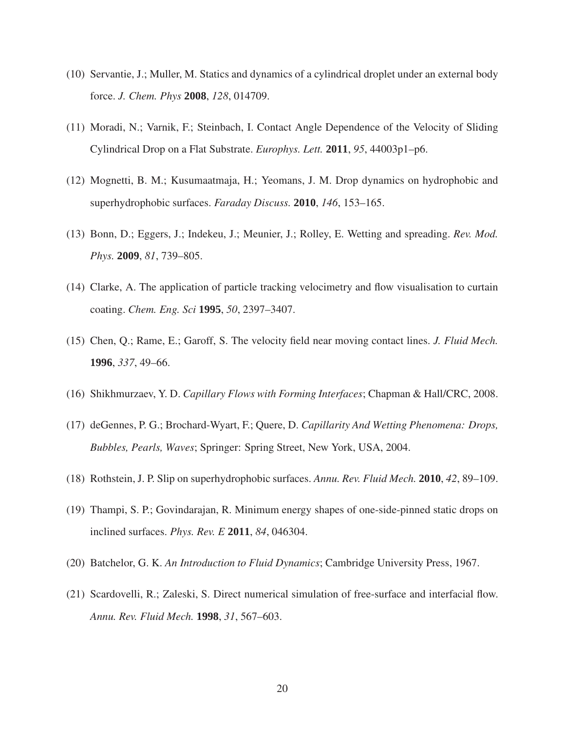(10) Servantie, J.; Muller, M. Statics and dynamics of a cylindrical droplet under an external body force. *J. Chem. Phys* **2008**, *128*, 014709.

(11) Moradi, N.; Varnik, F.; Steinbach, I. Contact Angle Dependence of the Velocity of Sliding Cylindrical Drop on a Flat Substrate. *Europhys. Lett.* **2011**, *95*, 44003p1–p6.

(12) Mognetti, B. M.; Kusumaatmaja, H.; Yeomans, J. M. Drop dynamics on hydrophobic and superhydrophobic surfaces. *Faraday Discuss.* **2010**, *146*, 153–165.

(13) Bonn, D.; Eggers, J.; Indekeu, J.; Meunier, J.; Rolley, E. Wetting and spreading. *Rev. Mod. Phys.* **2009**, *81*, 739–805.

(14) Clarke, A. The application of particle tracking velocimetry and flow visualisation to curtain coating. *Chem. Eng. Sci* **1995**, *50*, 2397–3407.

(15) Chen, Q.; Rame, E.; Garoff, S. The velocity field near moving contact lines. *J. Fluid Mech.* **1996**, *337*, 49–66.

(16) Shikhmurzaev, Y. D. *Capillary Flows with Forming Interfaces*; Chapman & Hall/CRC, 2008.

(17) deGennes, P. G.; Brochard-Wyart, F.; Quere, D. *Capillarity And Wetting Phenomena: Drops, Bubbles, Pearls, Waves*; Springer: Spring Street, New York, USA, 2004.

(18) Rothstein, J. P. Slip on superhydrophobic surfaces. *Annu. Rev. Fluid Mech.* **2010**, *42*, 89–109.

(19) Thampi, S. P.; Govindarajan, R. Minimum energy shapes of one-side-pinned static drops on inclined surfaces. *Phys. Rev. E* **2011**, *84*, 046304.

(20) Batchelor, G. K. *An Introduction to Fluid Dynamics*; Cambridge University Press, 1967.

(21) Scardovelli, R.; Zaleski, S. Direct numerical simulation of free-surface and interfacial flow. *Annu. Rev. Fluid Mech.* **1998**, *31*, 567–603.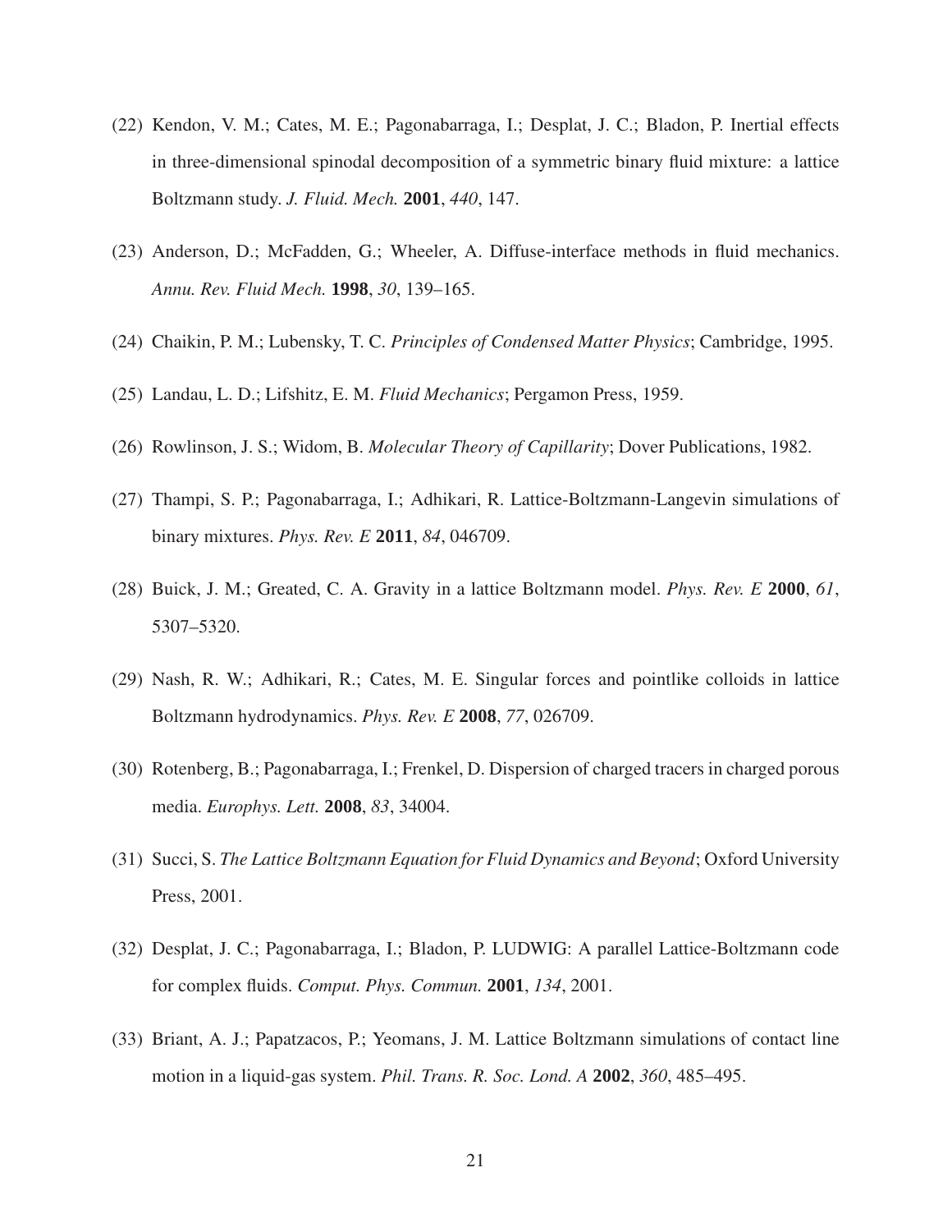(22) Kendon, V. M.; Cates, M. E.; Pagonabarraga, I.; Desplat, J. C.; Bladon, P. Inertial effects in three-dimensional spinodal decomposition of a symmetric binary fluid mixture: a lattice Boltzmann study. *J. Fluid. Mech.* **2001**, *440*, 147.

(23) Anderson, D.; McFadden, G.; Wheeler, A. Diffuse-interface methods in fluid mechanics. *Annu. Rev. Fluid Mech.* **1998**, *30*, 139–165.

(24) Chaikin, P. M.; Lubensky, T. C. *Principles of Condensed Matter Physics*; Cambridge, 1995.

(25) Landau, L. D.; Lifshitz, E. M. *Fluid Mechanics*; Pergamon Press, 1959.

(26) Rowlinson, J. S.; Widom, B. *Molecular Theory of Capillarity*; Dover Publications, 1982.

(27) Thampi, S. P.; Pagonabarraga, I.; Adhikari, R. Lattice-Boltzmann-Langevin simulations of binary mixtures. *Phys. Rev. E* **2011**, *84*, 046709.

(28) Buick, J. M.; Greated, C. A. Gravity in a lattice Boltzmann model. *Phys. Rev. E* **2000**, *61*, 5307–5320.

(29) Nash, R. W.; Adhikari, R.; Cates, M. E. Singular forces and pointlike colloids in lattice Boltzmann hydrodynamics. *Phys. Rev. E* **2008**, *77*, 026709.

(30) Rotenberg, B.; Pagonabarraga, I.; Frenkel, D. Dispersion of charged tracers in charged porous media. *Europhys. Lett.* **2008**, *83*, 34004.

(31) Succi, S. *The Lattice Boltzmann Equation for Fluid Dynamics and Beyond*; Oxford University Press, 2001.

(32) Desplat, J. C.; Pagonabarraga, I.; Bladon, P. LUDWIG: A parallel Lattice-Boltzmann code for complex fluids. *Comput. Phys. Commun.* **2001**, *134*, 2001.

(33) Briant, A. J.; Papatzacos, P.; Yeomans, J. M. Lattice Boltzmann simulations of contact line motion in a liquid-gas system. *Phil. Trans. R. Soc. Lond. A* **2002**, *360*, 485–495.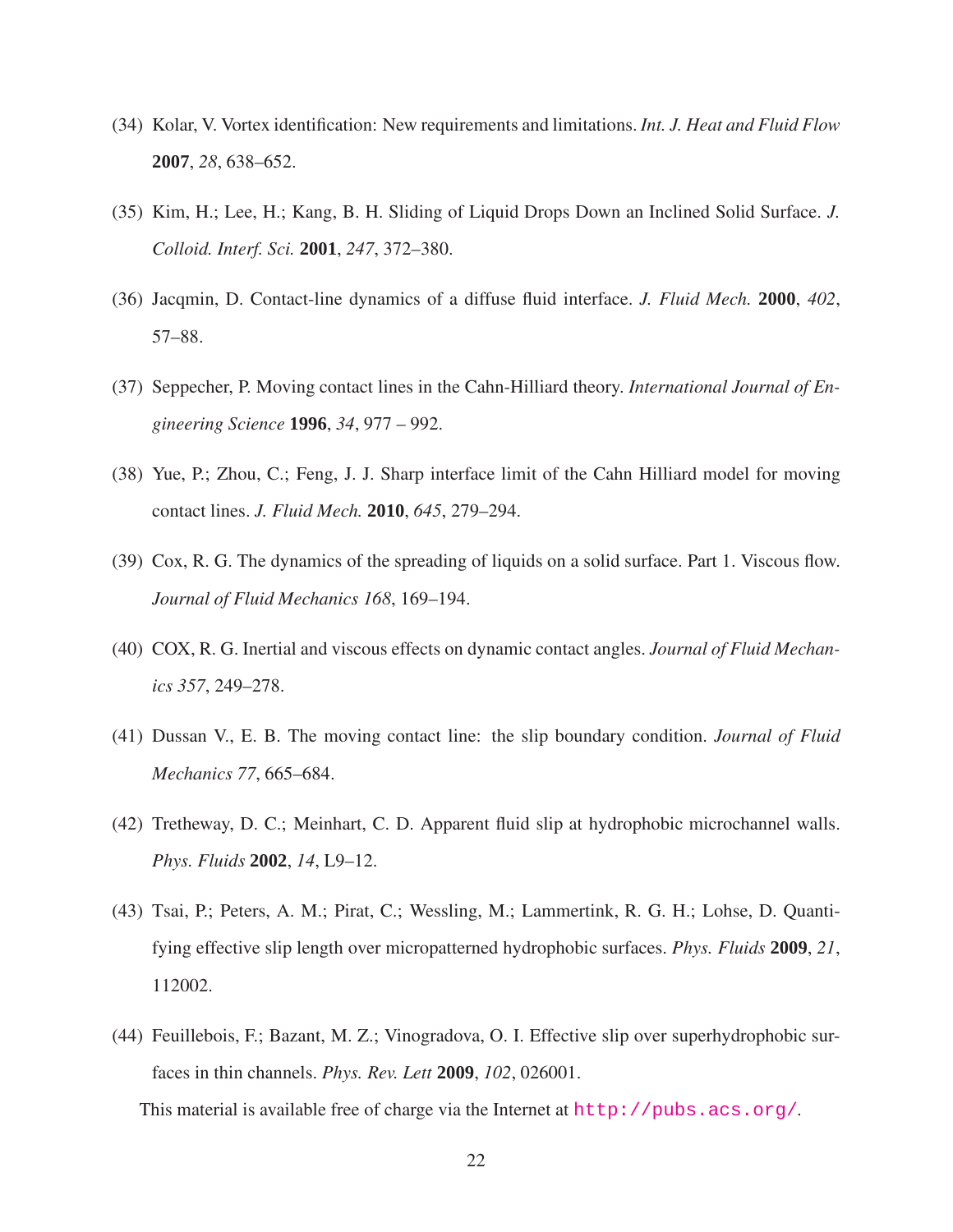(34) Kolar, V. Vortex identification: New requirements and limitations. *Int. J. Heat and Fluid Flow* **2007**, *28*, 638–652.

(35) Kim, H.; Lee, H.; Kang, B. H. Sliding of Liquid Drops Down an Inclined Solid Surface. *J. Colloid. Interf. Sci.* **2001**, *247*, 372–380.

(36) Jacqmin, D. Contact-line dynamics of a diffuse fluid interface. *J. Fluid Mech.* **2000**, *402*, 57–88.

(37) Seppecher, P. Moving contact lines in the Cahn-Hilliard theory. *International Journal of Engineering Science* **1996**, *34*, 977 – 992.

(38) Yue, P.; Zhou, C.; Feng, J. J. Sharp interface limit of the Cahn Hilliard model for moving contact lines. *J. Fluid Mech.* **2010**, *645*, 279–294.

(39) Cox, R. G. The dynamics of the spreading of liquids on a solid surface. Part 1. Viscous flow. *Journal of Fluid Mechanics 168*, 169–194.

(40) COX, R. G. Inertial and viscous effects on dynamic contact angles. *Journal of Fluid Mechanics 357*, 249–278.

(41) Dussan V., E. B. The moving contact line: the slip boundary condition. *Journal of Fluid Mechanics 77*, 665–684.

(42) Tretheway, D. C.; Meinhart, C. D. Apparent fluid slip at hydrophobic microchannel walls. *Phys. Fluids* **2002**, *14*, L9–12.

(43) Tsai, P.; Peters, A. M.; Pirat, C.; Wessling, M.; Lammertink, R. G. H.; Lohse, D. Quantifying effective slip length over micropatterned hydrophobic surfaces. *Phys. Fluids* **2009**, *21*, 112002.

(44) Feuillebois, F.; Bazant, M. Z.; Vinogradova, O. I. Effective slip over superhydrophobic surfaces in thin channels. *Phys. Rev. Lett* **2009**, *102*, 026001.

This material is available free of charge via the Internet at http://pubs.acs.org/.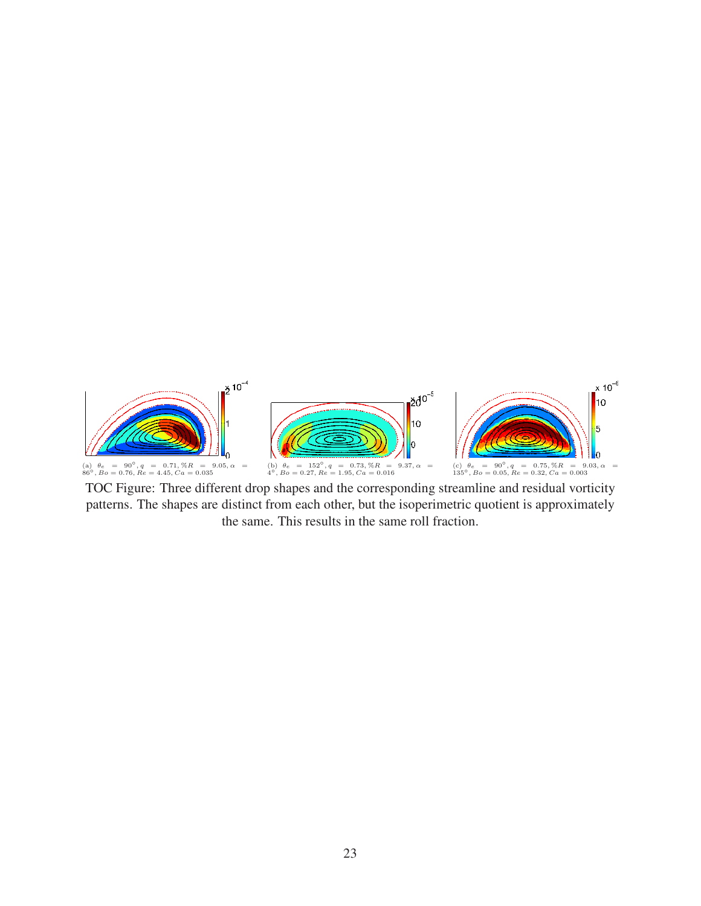x 10^-4
2
1
0

(a) $\theta_e = 90°, q = 0.71, \%R = 9.05, \alpha = 86°, Bo = 0.76, Re = 4.45, Ca = 0.035$

x 10^-5
20
10
0

(b) $\theta_e = 152°, q = 0.73, \%R = 9.37, \alpha = 4°, Bo = 0.27, Re = 1.95, Ca = 0.016$

x 10^-6
10
5
0

(c) $\theta_e = 90°, q = 0.75, \%R = 9.03, \alpha = 135°, Bo = 0.05, Re = 0.32, Ca = 0.003$

TOC Figure: Three different drop shapes and the corresponding streamline and residual vorticity patterns. The shapes are distinct from each other, but the isoperimetric quotient is approximately the same. This results in the same roll fraction.